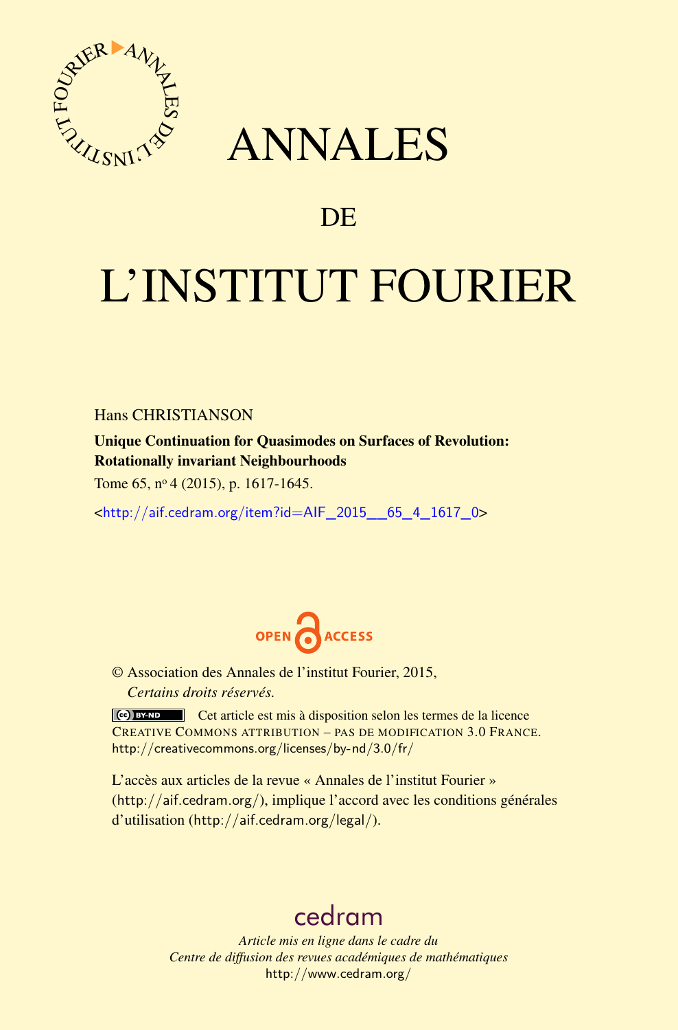# ANNALES

# DE

# L'INSTITUT FOURIER

Hans CHRISTIANSON

**Unique Continuation for Quasimodes on Surfaces of Revolution: Rotationally invariant Neighbourhoods**

Tome 65, nº 4 (2015), p. 1617-1645.

<http://aif.cedram.org/item?id=AIF_2015__65_4_1617_0>

© Association des Annales de l'institut Fourier, 2015,
*Certains droits réservés.*

Cet article est mis à disposition selon les termes de la licence CREATIVE COMMONS ATTRIBUTION – PAS DE MODIFICATION 3.0 FRANCE.
http://creativecommons.org/licenses/by-nd/3.0/fr/

L'accès aux articles de la revue « Annales de l'institut Fourier » (http://aif.cedram.org/), implique l'accord avec les conditions générales d'utilisation (http://aif.cedram.org/legal/).

cedram

*Article mis en ligne dans le cadre du*
*Centre de diffusion des revues académiques de mathématiques*
http://www.cedram.org/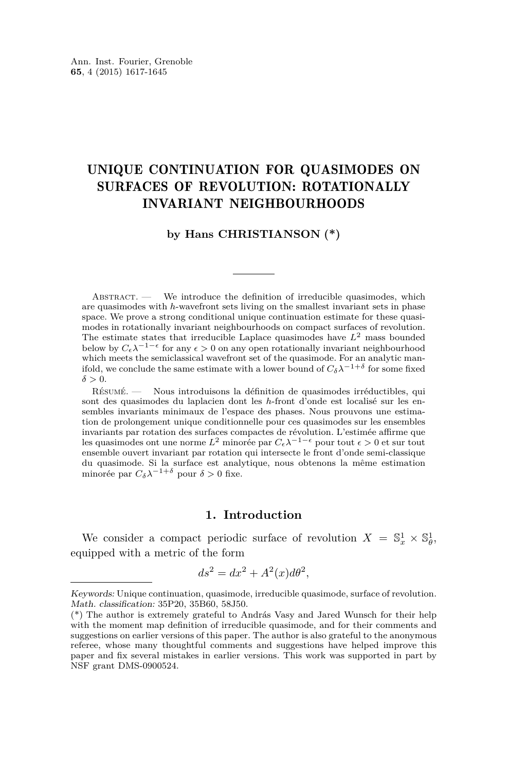# UNIQUE CONTINUATION FOR QUASIMODES ON SURFACES OF REVOLUTION: ROTATIONALLY INVARIANT NEIGHBOURHOODS

**by Hans CHRISTIANSON (\*)**

Abstract. — We introduce the definition of irreducible quasimodes, which are quasimodes with $h$-wavefront sets living on the smallest invariant sets in phase space. We prove a strong conditional unique continuation estimate for these quasimodes in rotationally invariant neighbourhoods on compact surfaces of revolution. The estimate states that irreducible Laplace quasimodes have $L^2$ mass bounded below by $C_\epsilon \lambda^{-1-\epsilon}$ for any $\epsilon > 0$ on any open rotationally invariant neighbourhood which meets the semiclassical wavefront set of the quasimode. For an analytic manifold, we conclude the same estimate with a lower bound of $C_\delta \lambda^{-1+\delta}$ for some fixed $\delta > 0$.

Résumé. — Nous introduisons la définition de quasimodes irréductibles, qui sont des quasimodes du laplacien dont les $h$-front d'onde est localisé sur les ensembles invariants minimaux de l'espace des phases. Nous prouvons une estimation de prolongement unique conditionnelle pour ces quasimodes sur les ensembles invariants par rotation des surfaces compactes de révolution. L'estimée affirme que les quasimodes ont une norme $L^2$ minorée par $C_\epsilon \lambda^{-1-\epsilon}$ pour tout $\epsilon > 0$ et sur tout ensemble ouvert invariant par rotation qui intersecte le front d'onde semi-classique du quasimode. Si la surface est analytique, nous obtenons la même estimation minorée par $C_\delta \lambda^{-1+\delta}$ pour $\delta > 0$ fixe.

## 1. Introduction

We consider a compact periodic surface of revolution $X = \mathbb{S}^1_x \times \mathbb{S}^1_\theta$, equipped with a metric of the form

$$ds^2 = dx^2 + A^2(x) d\theta^2,$$

*Keywords:* Unique continuation, quasimode, irreducible quasimode, surface of revolution.
*Math. classification:* 35P20, 35B60, 58J50.
(\*) The author is extremely grateful to András Vasy and Jared Wunsch for their help with the moment map definition of irreducible quasimode, and for their comments and suggestions on earlier versions of this paper. The author is also grateful to the anonymous referee, whose many thoughtful comments and suggestions have helped improve this paper and fix several mistakes in earlier versions. This work was supported in part by NSF grant DMS-0900524.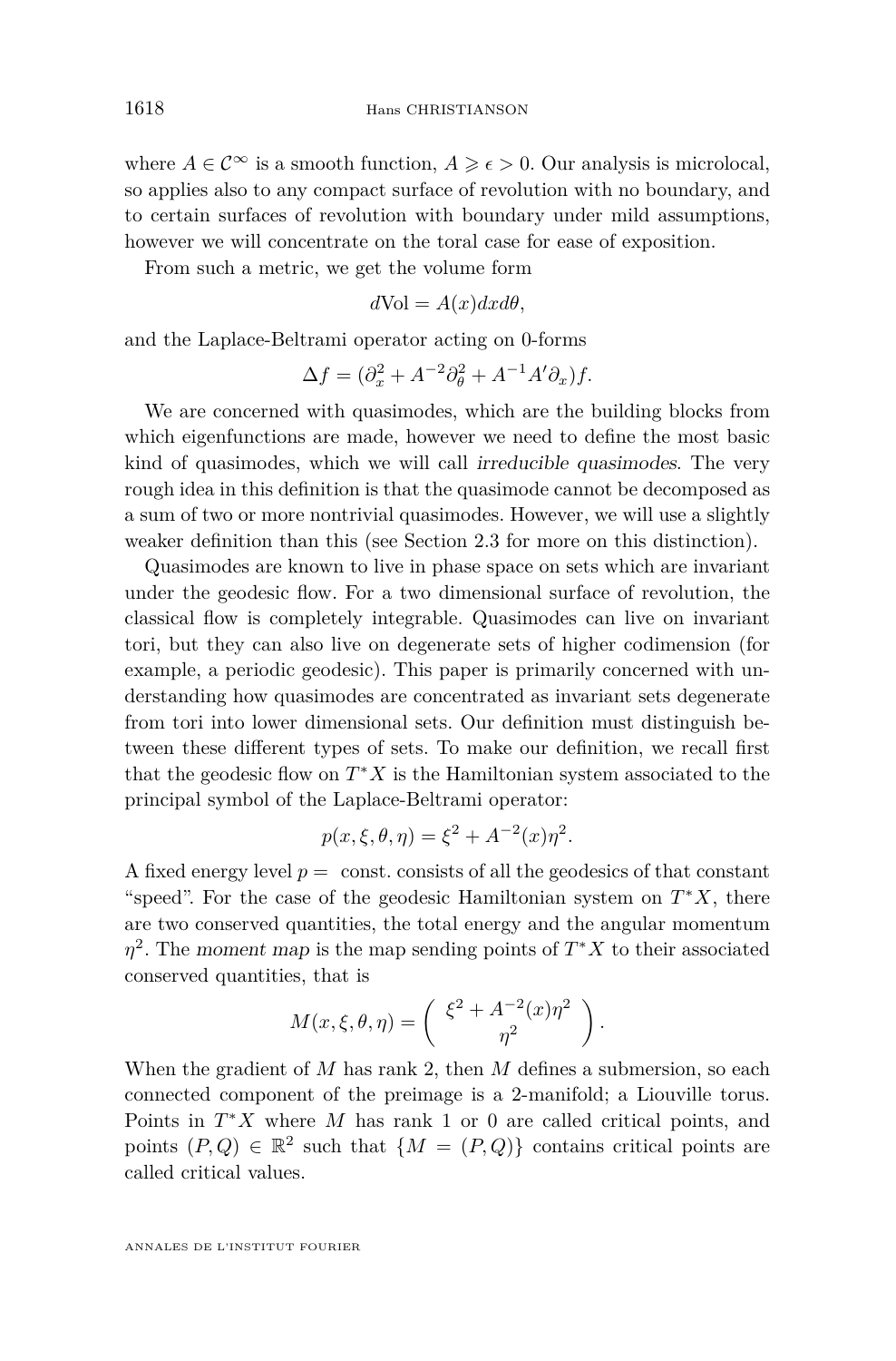where $A \in \mathcal{C}^\infty$ is a smooth function, $A \geqslant \epsilon > 0$. Our analysis is microlocal, so applies also to any compact surface of revolution with no boundary, and to certain surfaces of revolution with boundary under mild assumptions, however we will concentrate on the toral case for ease of exposition.

From such a metric, we get the volume form

$$d\text{Vol} = A(x) dx d\theta,$$

and the Laplace-Beltrami operator acting on 0-forms

$$\Delta f = (\partial_x^2 + A^{-2}\partial_\theta^2 + A^{-1}A'\partial_x)f.$$

We are concerned with quasimodes, which are the building blocks from which eigenfunctions are made, however we need to define the most basic kind of quasimodes, which we will call *irreducible quasimodes*. The very rough idea in this definition is that the quasimode cannot be decomposed as a sum of two or more nontrivial quasimodes. However, we will use a slightly weaker definition than this (see Section 2.3 for more on this distinction).

Quasimodes are known to live in phase space on sets which are invariant under the geodesic flow. For a two dimensional surface of revolution, the classical flow is completely integrable. Quasimodes can live on invariant tori, but they can also live on degenerate sets of higher codimension (for example, a periodic geodesic). This paper is primarily concerned with understanding how quasimodes are concentrated as invariant sets degenerate from tori into lower dimensional sets. Our definition must distinguish between these different types of sets. To make our definition, we recall first that the geodesic flow on $T^*X$ is the Hamiltonian system associated to the principal symbol of the Laplace-Beltrami operator:

$$p(x, \xi, \theta, \eta) = \xi^2 + A^{-2}(x)\eta^2.$$

A fixed energy level $p =$ const. consists of all the geodesics of that constant "speed". For the case of the geodesic Hamiltonian system on $T^*X$, there are two conserved quantities, the total energy and the angular momentum $\eta^2$. The *moment map* is the map sending points of $T^*X$ to their associated conserved quantities, that is

$$M(x, \xi, \theta, \eta) = \begin{pmatrix} \xi^2 + A^{-2}(x)\eta^2 \\ \eta^2 \end{pmatrix}.$$

When the gradient of $M$ has rank 2, then $M$ defines a submersion, so each connected component of the preimage is a 2-manifold; a Liouville torus. Points in $T^*X$ where $M$ has rank 1 or 0 are called critical points, and points $(P, Q) \in \mathbb{R}^2$ such that $\{M = (P, Q)\}$ contains critical points are called critical values.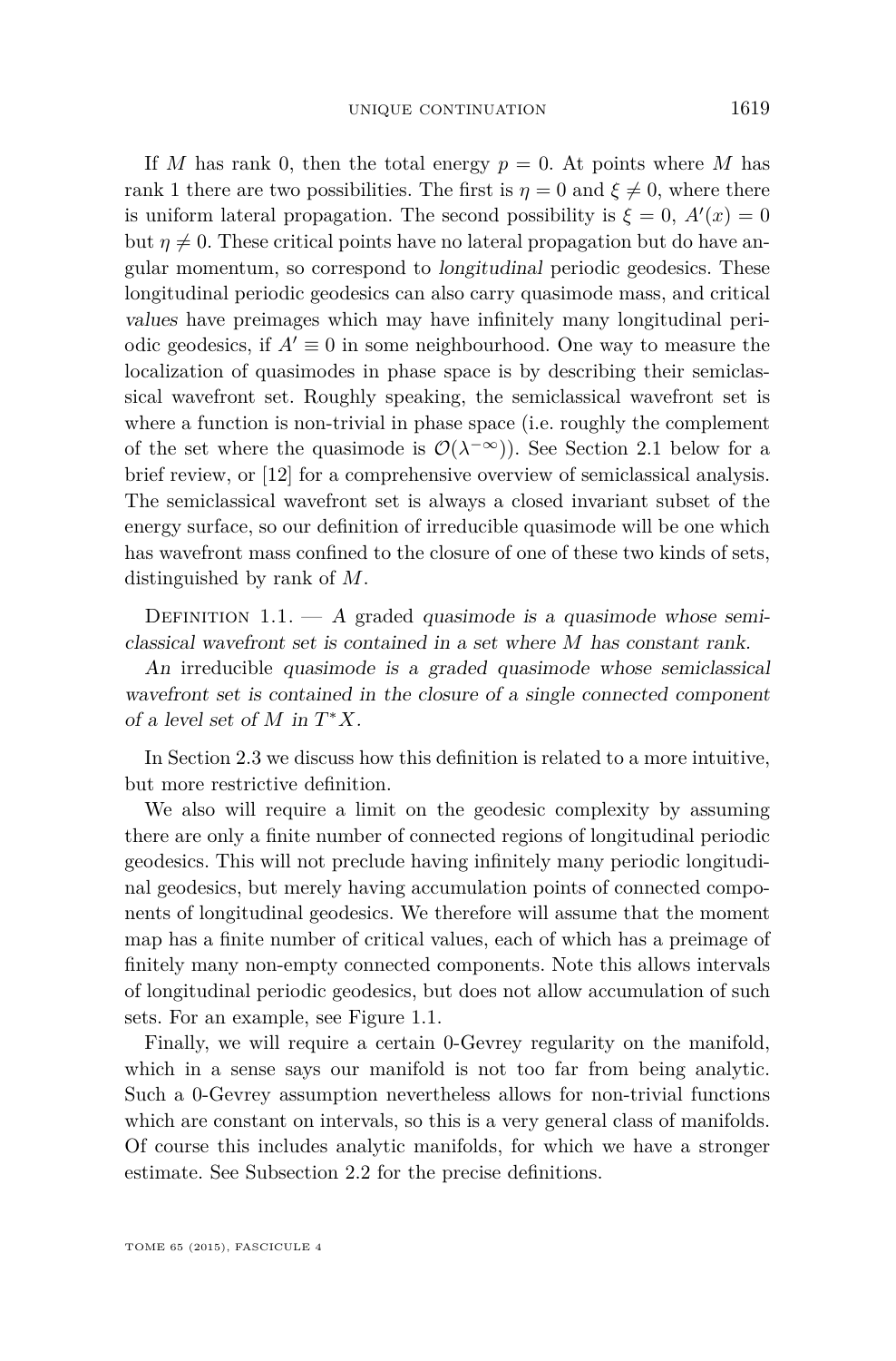If $M$ has rank 0, then the total energy $p = 0$. At points where $M$ has rank 1 there are two possibilities. The first is $\eta = 0$ and $\xi \neq 0$, where there is uniform lateral propagation. The second possibility is $\xi = 0$, $A'(x) = 0$ but $\eta \neq 0$. These critical points have no lateral propagation but do have angular momentum, so correspond to *longitudinal* periodic geodesics. These longitudinal periodic geodesics can also carry quasimode mass, and critical *values* have preimages which may have infinitely many longitudinal periodic geodesics, if $A' \equiv 0$ in some neighbourhood. One way to measure the localization of quasimodes in phase space is by describing their semiclassical wavefront set. Roughly speaking, the semiclassical wavefront set is where a function is non-trivial in phase space (i.e. roughly the complement of the set where the quasimode is $\mathcal{O}(\lambda^{-\infty})$). See Section 2.1 below for a brief review, or [12] for a comprehensive overview of semiclassical analysis. The semiclassical wavefront set is always a closed invariant subset of the energy surface, so our definition of irreducible quasimode will be one which has wavefront mass confined to the closure of one of these two kinds of sets, distinguished by rank of $M$.

Definition 1.1. — *A* graded *quasimode is a quasimode whose semiclassical wavefront set is contained in a set where $M$ has constant rank.*

*An* irreducible *quasimode is a graded quasimode whose semiclassical wavefront set is contained in the closure of a single connected component of a level set of $M$ in $T^*X$.*

In Section 2.3 we discuss how this definition is related to a more intuitive, but more restrictive definition.

We also will require a limit on the geodesic complexity by assuming there are only a finite number of connected regions of longitudinal periodic geodesics. This will not preclude having infinitely many periodic longitudinal geodesics, but merely having accumulation points of connected components of longitudinal geodesics. We therefore will assume that the moment map has a finite number of critical values, each of which has a preimage of finitely many non-empty connected components. Note this allows intervals of longitudinal periodic geodesics, but does not allow accumulation of such sets. For an example, see Figure 1.1.

Finally, we will require a certain 0-Gevrey regularity on the manifold, which in a sense says our manifold is not too far from being analytic. Such a 0-Gevrey assumption nevertheless allows for non-trivial functions which are constant on intervals, so this is a very general class of manifolds. Of course this includes analytic manifolds, for which we have a stronger estimate. See Subsection 2.2 for the precise definitions.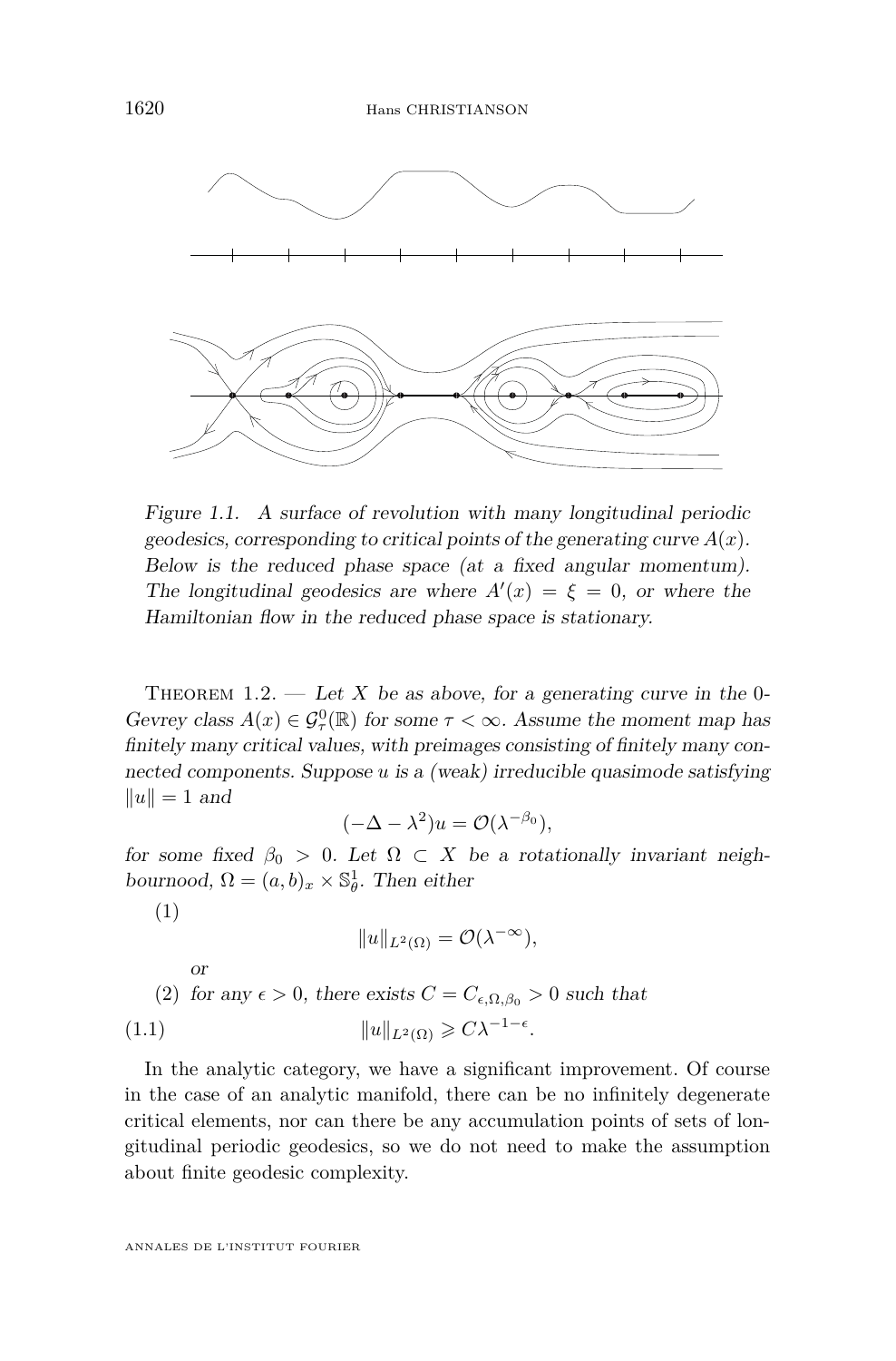Figure 1.1. A surface of revolution with many longitudinal periodic geodesics, corresponding to critical points of the generating curve $A(x)$. Below is the reduced phase space (at a fixed angular momentum). The longitudinal geodesics are where $A'(x) = \xi = 0$, or where the Hamiltonian flow in the reduced phase space is stationary.

Theorem 1.2. — *Let $X$ be as above, for a generating curve in the 0-Gevrey class $A(x) \in \mathcal{G}^0_\tau(\mathbb{R})$ for some $\tau < \infty$. Assume the moment map has finitely many critical values, with preimages consisting of finitely many connected components. Suppose $u$ is a (weak) irreducible quasimode satisfying $\|u\| = 1$ and*

$$(-\Delta - \lambda^2)u = \mathcal{O}(\lambda^{-\beta_0}),$$

*for some fixed $\beta_0 > 0$. Let $\Omega \subset X$ be a rotationally invariant neighbournood, $\Omega = (a,b)_x \times \mathbb{S}^1_\theta$. Then either*

(1)
$$\|u\|_{L^2(\Omega)} = \mathcal{O}(\lambda^{-\infty}),$$

*or*

(2) *for any $\epsilon > 0$, there exists $C = C_{\epsilon,\Omega,\beta_0} > 0$ such that*

$$\|u\|_{L^2(\Omega)} \geqslant C\lambda^{-1-\epsilon}. \tag{1.1}$$

In the analytic category, we have a significant improvement. Of course in the case of an analytic manifold, there can be no infinitely degenerate critical elements, nor can there be any accumulation points of sets of longitudinal periodic geodesics, so we do not need to make the assumption about finite geodesic complexity.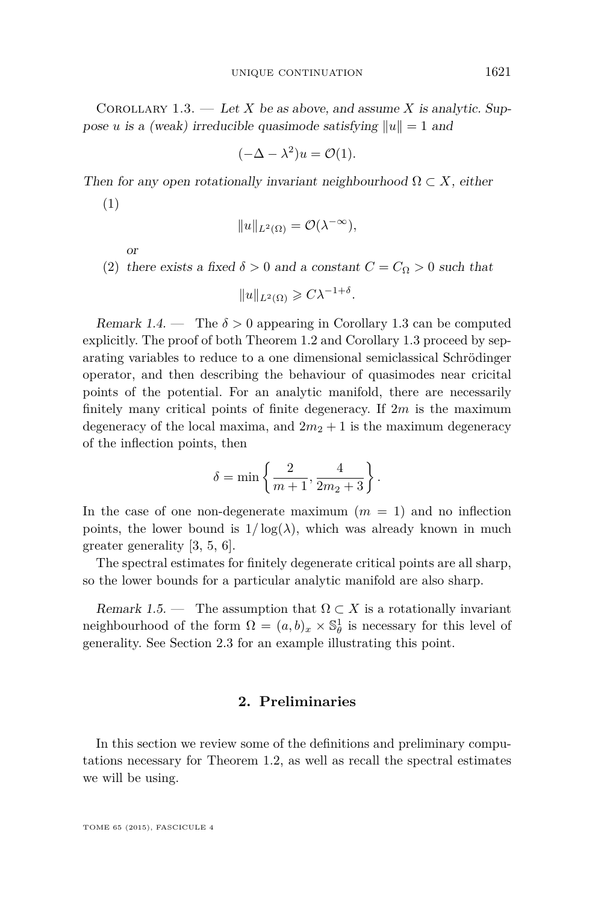Corollary 1.3. — *Let $X$ be as above, and assume $X$ is analytic. Suppose $u$ is a (weak) irreducible quasimode satisfying $\|u\| = 1$ and*

$$(-\Delta - \lambda^2)u = \mathcal{O}(1).$$

*Then for any open rotationally invariant neighbourhood $\Omega \subset X$, either*

(1)

$$\|u\|_{L^2(\Omega)} = \mathcal{O}(\lambda^{-\infty}),$$

*or*

(2) *there exists a fixed $\delta > 0$ and a constant $C = C_\Omega > 0$ such that*

$$\|u\|_{L^2(\Omega)} \geqslant C\lambda^{-1+\delta}.$$

*Remark 1.4.* — The $\delta > 0$ appearing in Corollary 1.3 can be computed explicitly. The proof of both Theorem 1.2 and Corollary 1.3 proceed by separating variables to reduce to a one dimensional semiclassical Schrödinger operator, and then describing the behaviour of quasimodes near cricital points of the potential. For an analytic manifold, there are necessarily finitely many critical points of finite degeneracy. If $2m$ is the maximum degeneracy of the local maxima, and $2m_2 + 1$ is the maximum degeneracy of the inflection points, then

$$\delta = \min\left\{\frac{2}{m+1}, \frac{4}{2m_2+3}\right\}.$$

In the case of one non-degenerate maximum ($m = 1$) and no inflection points, the lower bound is $1/\log(\lambda)$, which was already known in much greater generality [3, 5, 6].

The spectral estimates for finitely degenerate critical points are all sharp, so the lower bounds for a particular analytic manifold are also sharp.

*Remark 1.5.* — The assumption that $\Omega \subset X$ is a rotationally invariant neighbourhood of the form $\Omega = (a, b)_x \times \mathbb{S}^1_\theta$ is necessary for this level of generality. See Section 2.3 for an example illustrating this point.

## 2. Preliminaries

In this section we review some of the definitions and preliminary computations necessary for Theorem 1.2, as well as recall the spectral estimates we will be using.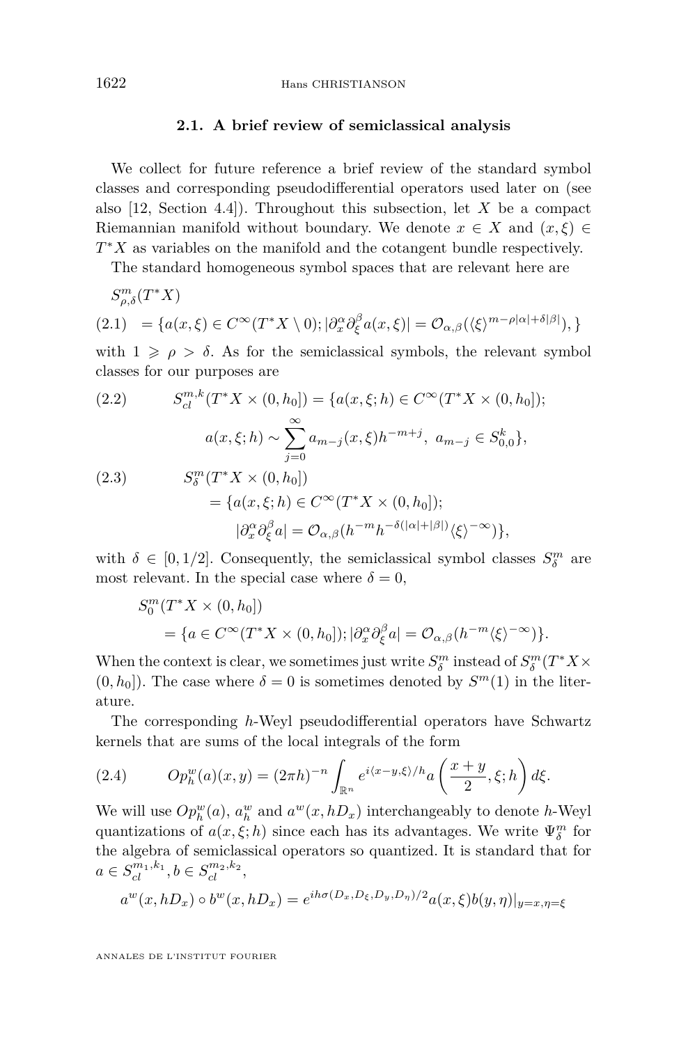### 2.1. A brief review of semiclassical analysis

We collect for future reference a brief review of the standard symbol classes and corresponding pseudodifferential operators used later on (see also [12, Section 4.4]). Throughout this subsection, let $X$ be a compact Riemannian manifold without boundary. We denote $x \in X$ and $(x, \xi) \in T^*X$ as variables on the manifold and the cotangent bundle respectively.

The standard homogeneous symbol spaces that are relevant here are

$$
\begin{aligned}
&S^m_{\rho,\delta}(T^*X) \\
&= \{a(x,\xi) \in C^\infty(T^*X \setminus 0); |\partial_x^\alpha \partial_\xi^\beta a(x,\xi)| = \mathcal{O}_{\alpha,\beta}(\langle \xi \rangle^{m-\rho|\alpha|+\delta|\beta|}), \} \qquad (2.1)
\end{aligned}
$$

with $1 \geqslant \rho > \delta$. As for the semiclassical symbols, the relevant symbol classes for our purposes are

$$
\begin{aligned}
S^{m,k}_{cl}(T^*X \times (0,h_0]) = \{&a(x,\xi;h) \in C^\infty(T^*X \times (0,h_0]); \\
&a(x,\xi;h) \sim \sum_{j=0}^\infty a_{m-j}(x,\xi) h^{-m+j},\ a_{m-j} \in S^k_{0,0}\}, \qquad (2.2)
\end{aligned}
$$

$$
\begin{aligned}
&S^m_\delta(T^*X \times (0,h_0]) \\
&= \{a(x,\xi;h) \in C^\infty(T^*X \times (0,h_0]); \\
&\qquad |\partial_x^\alpha \partial_\xi^\beta a| = \mathcal{O}_{\alpha,\beta}(h^{-m} h^{-\delta(|\alpha|+|\beta|)} \langle \xi \rangle^{-\infty})\}, \qquad (2.3)
\end{aligned}
$$

with $\delta \in [0, 1/2]$. Consequently, the semiclassical symbol classes $S^m_\delta$ are most relevant. In the special case where $\delta = 0$,

$$
\begin{aligned}
&S^m_0(T^*X \times (0,h_0]) \\
&= \{a \in C^\infty(T^*X \times (0,h_0]); |\partial_x^\alpha \partial_\xi^\beta a| = \mathcal{O}_{\alpha,\beta}(h^{-m} \langle \xi \rangle^{-\infty})\}.
\end{aligned}
$$

When the context is clear, we sometimes just write $S^m_\delta$ instead of $S^m_\delta(T^*X \times (0,h_0])$. The case where $\delta = 0$ is sometimes denoted by $S^m(1)$ in the literature.

The corresponding $h$-Weyl pseudodifferential operators have Schwartz kernels that are sums of the local integrals of the form

$$
Op^w_h(a)(x,y) = (2\pi h)^{-n} \int_{\mathbb{R}^n} e^{i\langle x-y,\xi\rangle/h} a\left(\frac{x+y}{2}, \xi; h\right) d\xi. \qquad (2.4)
$$

We will use $Op^w_h(a)$, $a^w_h$ and $a^w(x,hD_x)$ interchangeably to denote $h$-Weyl quantizations of $a(x,\xi;h)$ since each has its advantages. We write $\Psi^m_\delta$ for the algebra of semiclassical operators so quantized. It is standard that for $a \in S^{m_1,k_1}_{cl}, b \in S^{m_2,k_2}_{cl}$,

$$
a^w(x,hD_x) \circ b^w(x,hD_x) = e^{ih\sigma(D_x,D_\xi,D_y,D_\eta)/2} a(x,\xi) b(y,\eta)|_{y=x,\eta=\xi}
$$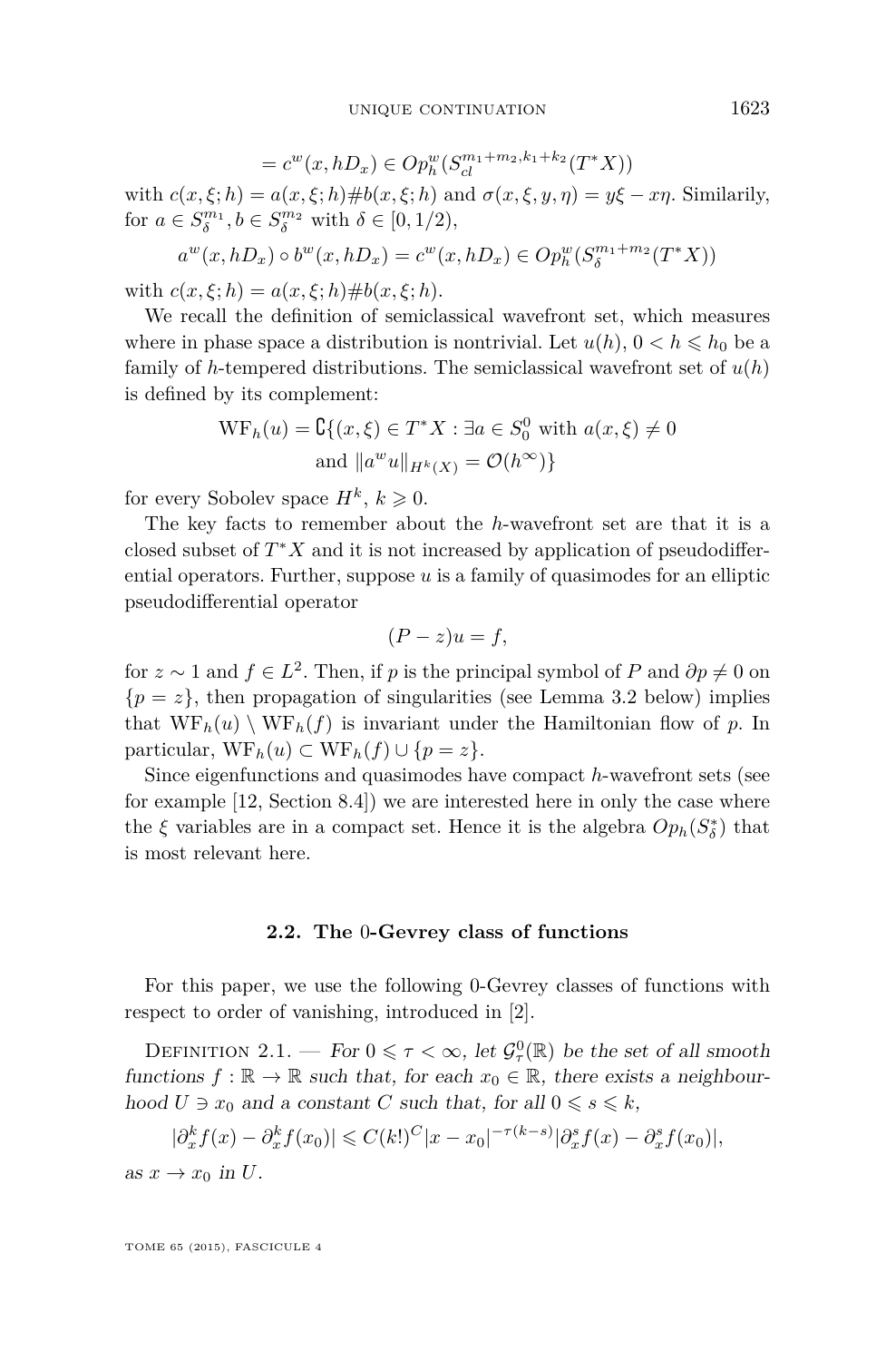$$= c^w(x, hD_x) \in Op_h^w(S_{cl}^{m_1+m_2,k_1+k_2}(T^*X))$$

with $c(x,\xi;h) = a(x,\xi;h)\#b(x,\xi;h)$ and $\sigma(x,\xi,y,\eta) = y\xi - x\eta$. Similarily, for $a \in S_\delta^{m_1}, b \in S_\delta^{m_2}$ with $\delta \in [0, 1/2)$,

$$a^w(x, hD_x) \circ b^w(x, hD_x) = c^w(x, hD_x) \in Op_h^w(S_\delta^{m_1+m_2}(T^*X))$$

with $c(x,\xi;h) = a(x,\xi;h)\#b(x,\xi;h)$.

We recall the definition of semiclassical wavefront set, which measures where in phase space a distribution is nontrivial. Let $u(h)$, $0 < h \leqslant h_0$ be a family of $h$-tempered distributions. The semiclassical wavefront set of $u(h)$ is defined by its complement:

$$\mathrm{WF}_h(u) = \complement\{(x,\xi) \in T^*X : \exists a \in S_0^0 \text{ with } a(x,\xi) \neq 0 \\ \text{and } \|a^w u\|_{H^k(X)} = \mathcal{O}(h^\infty)\}$$

for every Sobolev space $H^k$, $k \geqslant 0$.

The key facts to remember about the $h$-wavefront set are that it is a closed subset of $T^*X$ and it is not increased by application of pseudodifferential operators. Further, suppose $u$ is a family of quasimodes for an elliptic pseudodifferential operator

$$(P - z)u = f,$$

for $z \sim 1$ and $f \in L^2$. Then, if $p$ is the principal symbol of $P$ and $\partial p \neq 0$ on $\{p = z\}$, then propagation of singularities (see Lemma 3.2 below) implies that $\mathrm{WF}_h(u) \setminus \mathrm{WF}_h(f)$ is invariant under the Hamiltonian flow of $p$. In particular, $\mathrm{WF}_h(u) \subset \mathrm{WF}_h(f) \cup \{p = z\}$.

Since eigenfunctions and quasimodes have compact $h$-wavefront sets (see for example [12, Section 8.4]) we are interested here in only the case where the $\xi$ variables are in a compact set. Hence it is the algebra $Op_h(S_\delta^*)$ that is most relevant here.

### 2.2. The 0-Gevrey class of functions

For this paper, we use the following 0-Gevrey classes of functions with respect to order of vanishing, introduced in [2].

Definition 2.1. — *For $0 \leqslant \tau < \infty$, let $\mathcal{G}_\tau^0(\mathbb{R})$ be the set of all smooth functions $f : \mathbb{R} \to \mathbb{R}$ such that, for each $x_0 \in \mathbb{R}$, there exists a neighbourhood $U \ni x_0$ and a constant $C$ such that, for all $0 \leqslant s \leqslant k$,*

$$|\partial_x^k f(x) - \partial_x^k f(x_0)| \leqslant C(k!)^C |x - x_0|^{-\tau(k-s)} |\partial_x^s f(x) - \partial_x^s f(x_0)|,$$

*as $x \to x_0$ in $U$.*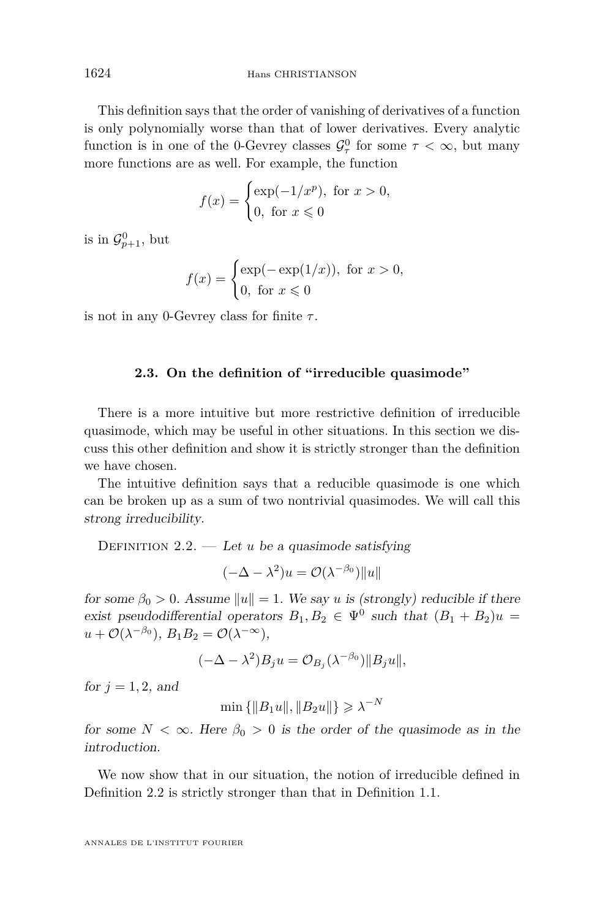This definition says that the order of vanishing of derivatives of a function is only polynomially worse than that of lower derivatives. Every analytic function is in one of the 0-Gevrey classes $\mathcal{G}^0_\tau$ for some $\tau < \infty$, but many more functions are as well. For example, the function

$$f(x) = \begin{cases} \exp(-1/x^p), \text{ for } x > 0, \\ 0, \text{ for } x \leqslant 0 \end{cases}$$

is in $\mathcal{G}^0_{p+1}$, but

$$f(x) = \begin{cases} \exp(-\exp(1/x)), \text{ for } x > 0, \\ 0, \text{ for } x \leqslant 0 \end{cases}$$

is not in any 0-Gevrey class for finite $\tau$.

### 2.3. On the definition of "irreducible quasimode"

There is a more intuitive but more restrictive definition of irreducible quasimode, which may be useful in other situations. In this section we discuss this other definition and show it is strictly stronger than the definition we have chosen.

The intuitive definition says that a reducible quasimode is one which can be broken up as a sum of two nontrivial quasimodes. We will call this *strong irreducibility*.

Definition 2.2. — *Let $u$ be a quasimode satisfying*

$$(-\Delta - \lambda^2)u = \mathcal{O}(\lambda^{-\beta_0})\|u\|$$

*for some $\beta_0 > 0$. Assume $\|u\| = 1$. We say $u$ is (strongly) reducible if there exist pseudodifferential operators $B_1, B_2 \in \Psi^0$ such that $(B_1 + B_2)u = u + \mathcal{O}(\lambda^{-\beta_0})$, $B_1 B_2 = \mathcal{O}(\lambda^{-\infty})$,*

$$(-\Delta - \lambda^2)B_j u = \mathcal{O}_{B_j}(\lambda^{-\beta_0})\|B_j u\|,$$

*for $j = 1, 2$, and*

$$\min\{\|B_1 u\|, \|B_2 u\|\} \geqslant \lambda^{-N}$$

*for some $N < \infty$. Here $\beta_0 > 0$ is the order of the quasimode as in the introduction.*

We now show that in our situation, the notion of irreducible defined in Definition 2.2 is strictly stronger than that in Definition 1.1.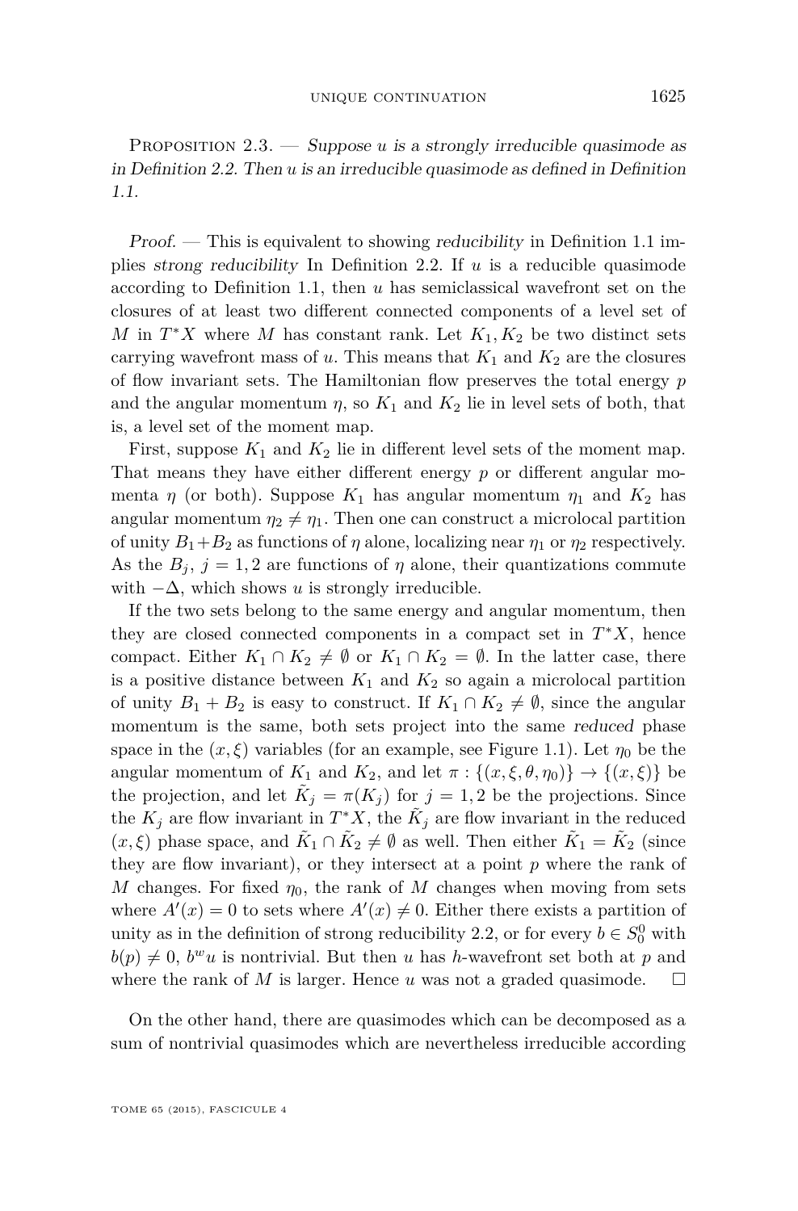Proposition 2.3. — *Suppose $u$ is a strongly irreducible quasimode as in Definition 2.2. Then $u$ is an irreducible quasimode as defined in Definition 1.1.*

*Proof.* — This is equivalent to showing *reducibility* in Definition 1.1 implies *strong reducibility* In Definition 2.2. If $u$ is a reducible quasimode according to Definition 1.1, then $u$ has semiclassical wavefront set on the closures of at least two different connected components of a level set of $M$ in $T^*X$ where $M$ has constant rank. Let $K_1, K_2$ be two distinct sets carrying wavefront mass of $u$. This means that $K_1$ and $K_2$ are the closures of flow invariant sets. The Hamiltonian flow preserves the total energy $p$ and the angular momentum $\eta$, so $K_1$ and $K_2$ lie in level sets of both, that is, a level set of the moment map.

First, suppose $K_1$ and $K_2$ lie in different level sets of the moment map. That means they have either different energy $p$ or different angular momenta $\eta$ (or both). Suppose $K_1$ has angular momentum $\eta_1$ and $K_2$ has angular momentum $\eta_2 \neq \eta_1$. Then one can construct a microlocal partition of unity $B_1 + B_2$ as functions of $\eta$ alone, localizing near $\eta_1$ or $\eta_2$ respectively. As the $B_j$, $j = 1, 2$ are functions of $\eta$ alone, their quantizations commute with $-\Delta$, which shows $u$ is strongly irreducible.

If the two sets belong to the same energy and angular momentum, then they are closed connected components in a compact set in $T^*X$, hence compact. Either $K_1 \cap K_2 \neq \emptyset$ or $K_1 \cap K_2 = \emptyset$. In the latter case, there is a positive distance between $K_1$ and $K_2$ so again a microlocal partition of unity $B_1 + B_2$ is easy to construct. If $K_1 \cap K_2 \neq \emptyset$, since the angular momentum is the same, both sets project into the same *reduced* phase space in the $(x, \xi)$ variables (for an example, see Figure 1.1). Let $\eta_0$ be the angular momentum of $K_1$ and $K_2$, and let $\pi : \{(x, \xi, \theta, \eta_0)\} \to \{(x, \xi)\}$ be the projection, and let $\tilde{K}_j = \pi(K_j)$ for $j = 1, 2$ be the projections. Since the $K_j$ are flow invariant in $T^*X$, the $\tilde{K}_j$ are flow invariant in the reduced $(x, \xi)$ phase space, and $\tilde{K}_1 \cap \tilde{K}_2 \neq \emptyset$ as well. Then either $\tilde{K}_1 = \tilde{K}_2$ (since they are flow invariant), or they intersect at a point $p$ where the rank of $M$ changes. For fixed $\eta_0$, the rank of $M$ changes when moving from sets where $A'(x) = 0$ to sets where $A'(x) \neq 0$. Either there exists a partition of unity as in the definition of strong reducibility 2.2, or for every $b \in S^0_0$ with $b(p) \neq 0$, $b^w u$ is nontrivial. But then $u$ has $h$-wavefront set both at $p$ and where the rank of $M$ is larger. Hence $u$ was not a graded quasimode. $\square$

On the other hand, there are quasimodes which can be decomposed as a sum of nontrivial quasimodes which are nevertheless irreducible according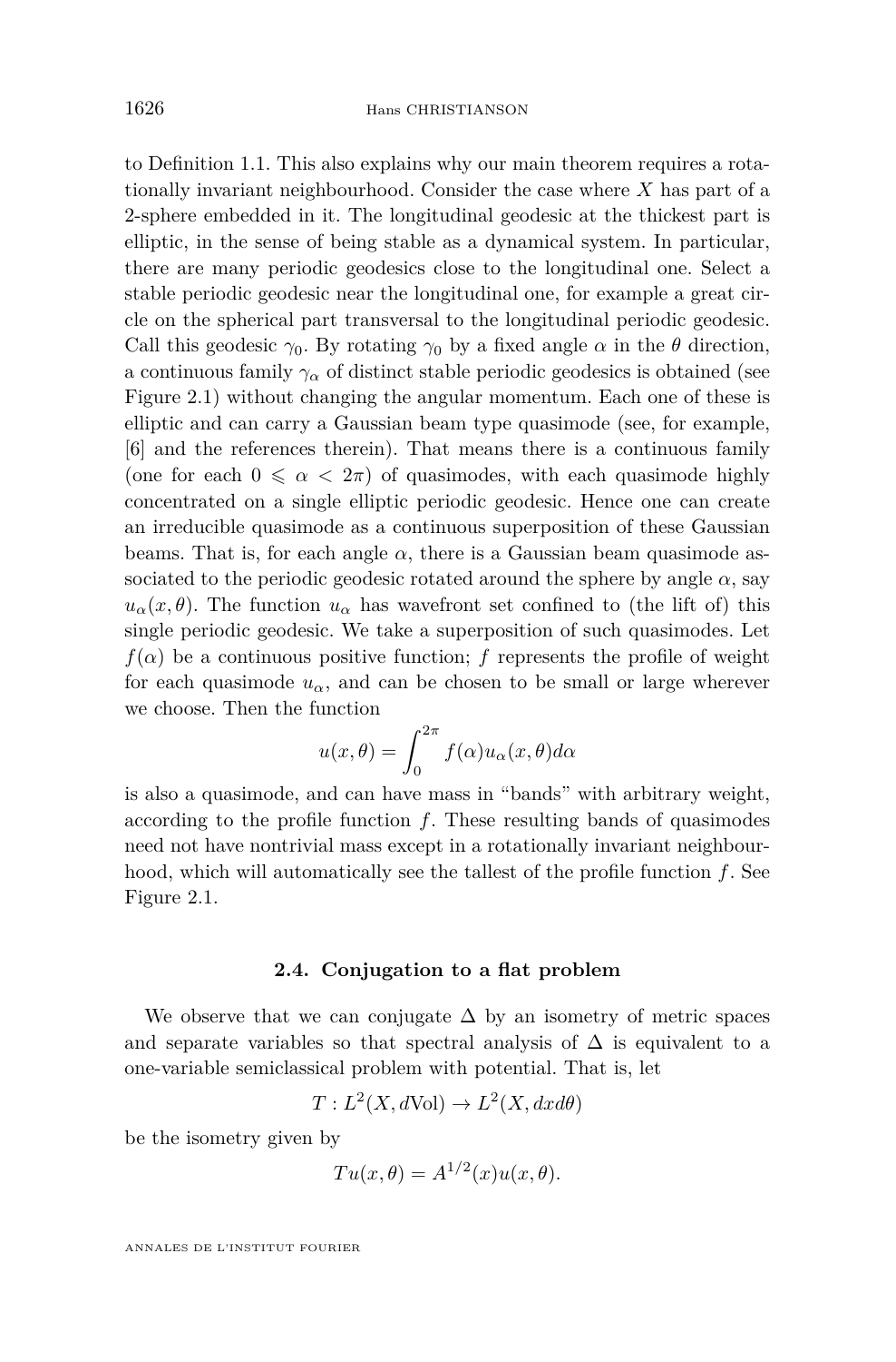to Definition 1.1. This also explains why our main theorem requires a rotationally invariant neighbourhood. Consider the case where $X$ has part of a 2-sphere embedded in it. The longitudinal geodesic at the thickest part is elliptic, in the sense of being stable as a dynamical system. In particular, there are many periodic geodesics close to the longitudinal one. Select a stable periodic geodesic near the longitudinal one, for example a great circle on the spherical part transversal to the longitudinal periodic geodesic. Call this geodesic $\gamma_0$. By rotating $\gamma_0$ by a fixed angle $\alpha$ in the $\theta$ direction, a continuous family $\gamma_\alpha$ of distinct stable periodic geodesics is obtained (see Figure 2.1) without changing the angular momentum. Each one of these is elliptic and can carry a Gaussian beam type quasimode (see, for example, [6] and the references therein). That means there is a continuous family (one for each $0 \leqslant \alpha < 2\pi$) of quasimodes, with each quasimode highly concentrated on a single elliptic periodic geodesic. Hence one can create an irreducible quasimode as a continuous superposition of these Gaussian beams. That is, for each angle $\alpha$, there is a Gaussian beam quasimode associated to the periodic geodesic rotated around the sphere by angle $\alpha$, say $u_\alpha(x, \theta)$. The function $u_\alpha$ has wavefront set confined to (the lift of) this single periodic geodesic. We take a superposition of such quasimodes. Let $f(\alpha)$ be a continuous positive function; $f$ represents the profile of weight for each quasimode $u_\alpha$, and can be chosen to be small or large wherever we choose. Then the function

$$u(x, \theta) = \int_0^{2\pi} f(\alpha) u_\alpha(x, \theta) d\alpha$$

is also a quasimode, and can have mass in "bands" with arbitrary weight, according to the profile function $f$. These resulting bands of quasimodes need not have nontrivial mass except in a rotationally invariant neighbourhood, which will automatically see the tallest of the profile function $f$. See Figure 2.1.

### 2.4. Conjugation to a flat problem

We observe that we can conjugate $\Delta$ by an isometry of metric spaces and separate variables so that spectral analysis of $\Delta$ is equivalent to a one-variable semiclassical problem with potential. That is, let

$$T : L^2(X, d\mathrm{Vol}) \to L^2(X, dx d\theta)$$

be the isometry given by

$$Tu(x, \theta) = A^{1/2}(x) u(x, \theta).$$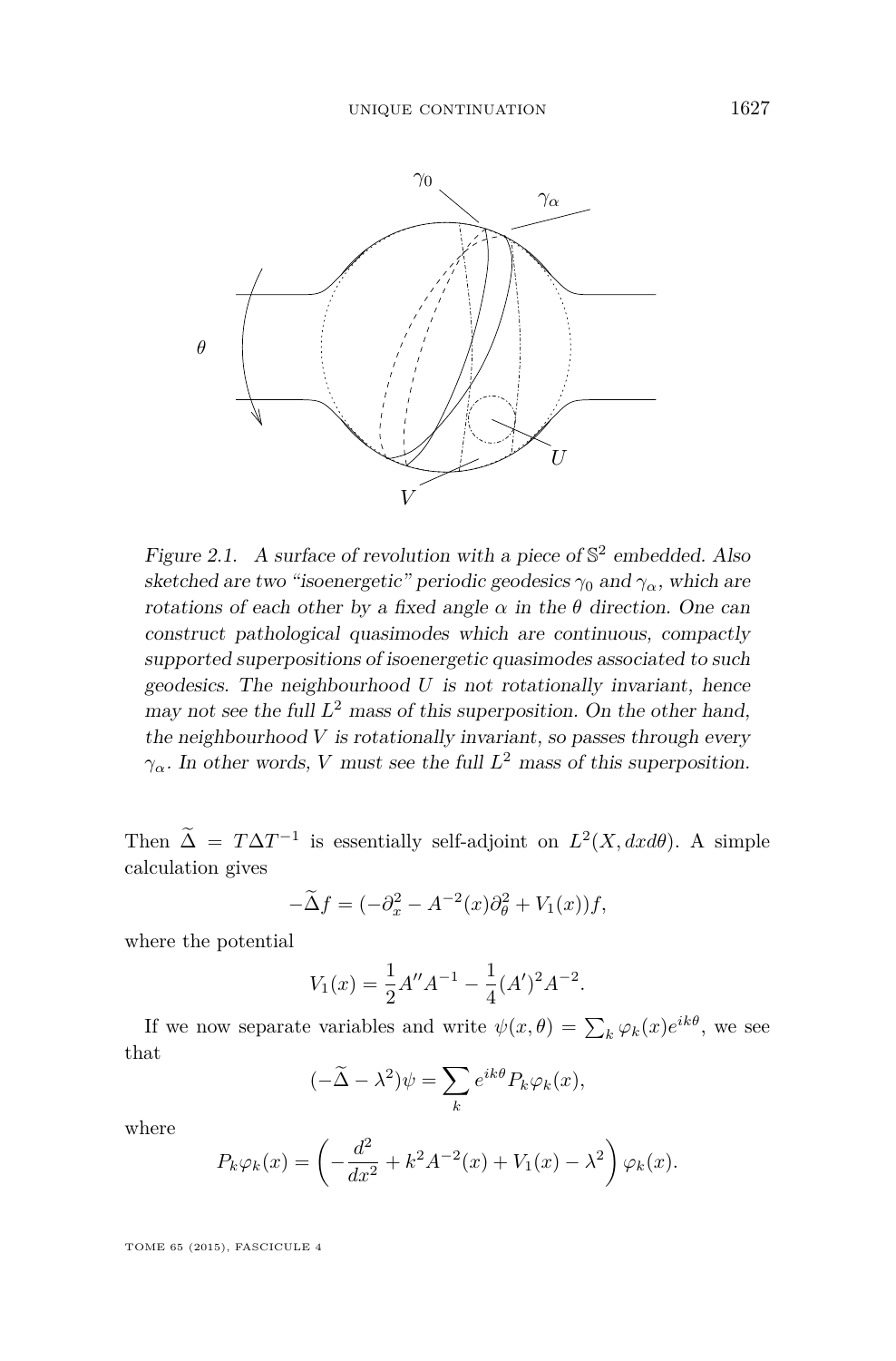Figure 2.1. A surface of revolution with a piece of $\mathbb{S}^2$ embedded. Also sketched are two "isoenergetic" periodic geodesics $\gamma_0$ and $\gamma_\alpha$, which are rotations of each other by a fixed angle $\alpha$ in the $\theta$ direction. One can construct pathological quasimodes which are continuous, compactly supported superpositions of isoenergetic quasimodes associated to such geodesics. The neighbourhood $U$ is not rotationally invariant, hence may not see the full $L^2$ mass of this superposition. On the other hand, the neighbourhood $V$ is rotationally invariant, so passes through every $\gamma_\alpha$. In other words, $V$ must see the full $L^2$ mass of this superposition.

Then $\widetilde{\Delta} = T\Delta T^{-1}$ is essentially self-adjoint on $L^2(X, dxd\theta)$. A simple calculation gives

$$-\widetilde{\Delta} f = (-\partial_x^2 - A^{-2}(x)\partial_\theta^2 + V_1(x))f,$$

where the potential

$$V_1(x) = \frac{1}{2}A'' A^{-1} - \frac{1}{4}(A')^2 A^{-2}.$$

If we now separate variables and write $\psi(x, \theta) = \sum_k \varphi_k(x) e^{ik\theta}$, we see that

$$(-\widetilde{\Delta} - \lambda^2)\psi = \sum_k e^{ik\theta} P_k \varphi_k(x),$$

where

$$P_k \varphi_k(x) = \left( -\frac{d^2}{dx^2} + k^2 A^{-2}(x) + V_1(x) - \lambda^2 \right) \varphi_k(x).$$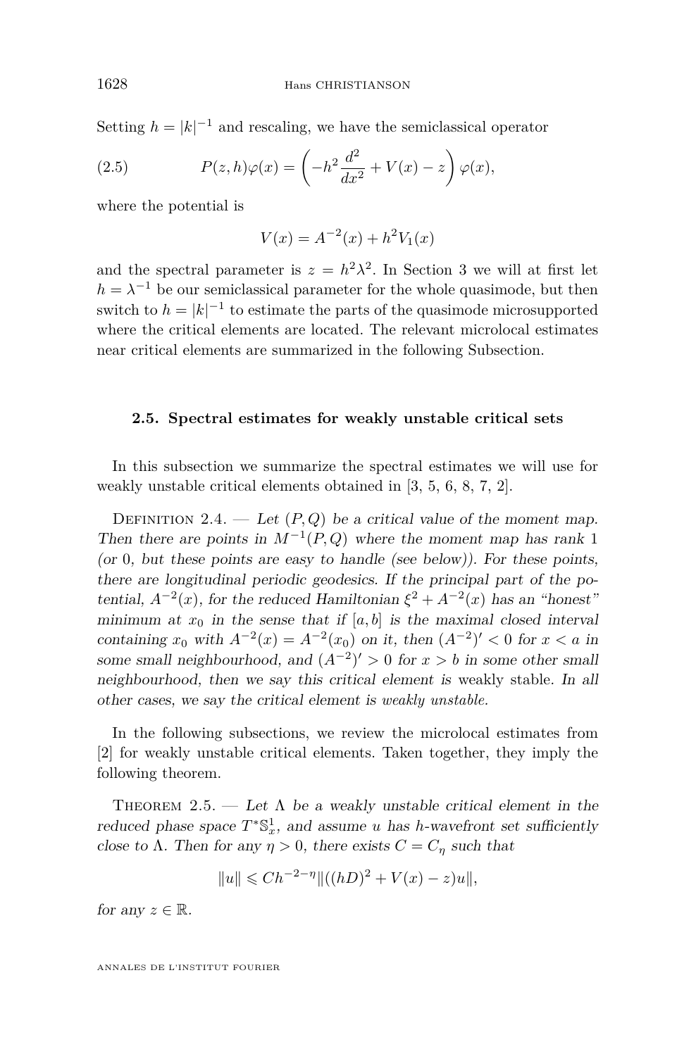Setting $h = |k|^{-1}$ and rescaling, we have the semiclassical operator

$$P(z,h)\varphi(x) = \left(-h^2 \frac{d^2}{dx^2} + V(x) - z\right)\varphi(x), \tag{2.5}$$

where the potential is

$$V(x) = A^{-2}(x) + h^2 V_1(x)$$

and the spectral parameter is $z = h^2\lambda^2$. In Section 3 we will at first let $h = \lambda^{-1}$ be our semiclassical parameter for the whole quasimode, but then switch to $h = |k|^{-1}$ to estimate the parts of the quasimode microsupported where the critical elements are located. The relevant microlocal estimates near critical elements are summarized in the following Subsection.

### 2.5. Spectral estimates for weakly unstable critical sets

In this subsection we summarize the spectral estimates we will use for weakly unstable critical elements obtained in [3, 5, 6, 8, 7, 2].

Definition 2.4. — *Let $(P, Q)$ be a critical value of the moment map. Then there are points in $M^{-1}(P,Q)$ where the moment map has rank 1 (or 0, but these points are easy to handle (see below)). For these points, there are longitudinal periodic geodesics. If the principal part of the potential, $A^{-2}(x)$, for the reduced Hamiltonian $\xi^2 + A^{-2}(x)$ has an "honest" minimum at $x_0$ in the sense that if $[a, b]$ is the maximal closed interval containing $x_0$ with $A^{-2}(x) = A^{-2}(x_0)$ on it, then $(A^{-2})' < 0$ for $x < a$ in some small neighbourhood, and $(A^{-2})' > 0$ for $x > b$ in some other small neighbourhood, then we say this critical element is* weakly stable. *In all other cases, we say the critical element is weakly unstable.*

In the following subsections, we review the microlocal estimates from [2] for weakly unstable critical elements. Taken together, they imply the following theorem.

Theorem 2.5. — *Let $\Lambda$ be a weakly unstable critical element in the reduced phase space $T^*\mathbb{S}^1_x$, and assume $u$ has $h$-wavefront set sufficiently close to $\Lambda$. Then for any $\eta > 0$, there exists $C = C_\eta$ such that*

$$\|u\| \leqslant Ch^{-2-\eta}\|((hD)^2 + V(x) - z)u\|,$$

*for any $z \in \mathbb{R}$.*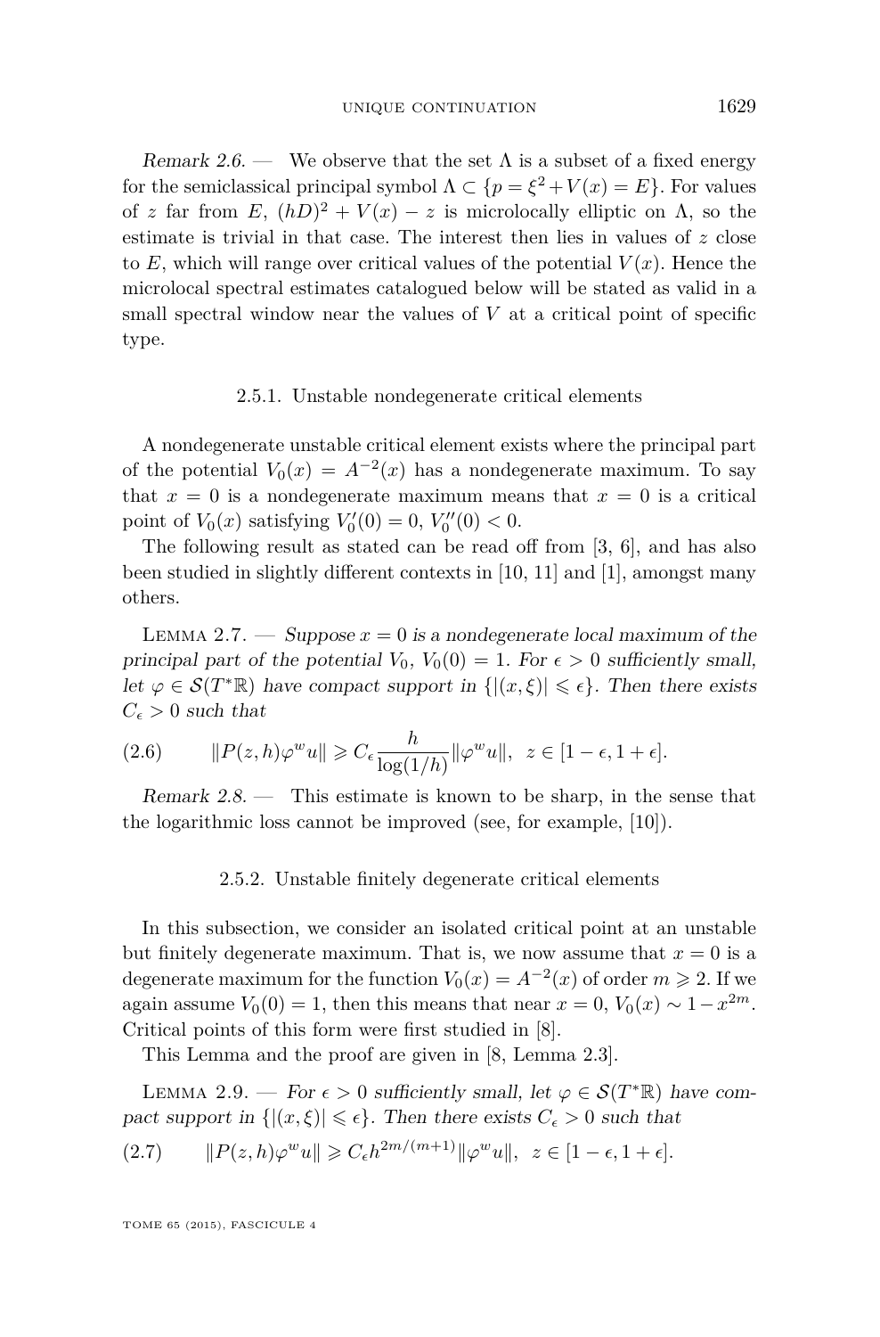*Remark 2.6.* — We observe that the set $\Lambda$ is a subset of a fixed energy for the semiclassical principal symbol $\Lambda \subset \{p = \xi^2 + V(x) = E\}$. For values of $z$ far from $E$, $(hD)^2 + V(x) - z$ is microlocally elliptic on $\Lambda$, so the estimate is trivial in that case. The interest then lies in values of $z$ close to $E$, which will range over critical values of the potential $V(x)$. Hence the microlocal spectral estimates catalogued below will be stated as valid in a small spectral window near the values of $V$ at a critical point of specific type.

### 2.5.1. Unstable nondegenerate critical elements

A nondegenerate unstable critical element exists where the principal part of the potential $V_0(x) = A^{-2}(x)$ has a nondegenerate maximum. To say that $x = 0$ is a nondegenerate maximum means that $x = 0$ is a critical point of $V_0(x)$ satisfying $V_0'(0) = 0$, $V_0''(0) < 0$.

The following result as stated can be read off from [3, 6], and has also been studied in slightly different contexts in [10, 11] and [1], amongst many others.

Lemma 2.7. — *Suppose $x = 0$ is a nondegenerate local maximum of the principal part of the potential $V_0$, $V_0(0) = 1$. For $\epsilon > 0$ sufficiently small, let $\varphi \in \mathcal{S}(T^*\mathbb{R})$ have compact support in $\{|(x, \xi)| \leqslant \epsilon\}$. Then there exists $C_\epsilon > 0$ such that*

$$\|P(z, h)\varphi^w u\| \geqslant C_\epsilon \frac{h}{\log(1/h)} \|\varphi^w u\|, \quad z \in [1 - \epsilon, 1 + \epsilon]. \tag{2.6}$$

*Remark 2.8.* — This estimate is known to be sharp, in the sense that the logarithmic loss cannot be improved (see, for example, [10]).

### 2.5.2. Unstable finitely degenerate critical elements

In this subsection, we consider an isolated critical point at an unstable but finitely degenerate maximum. That is, we now assume that $x = 0$ is a degenerate maximum for the function $V_0(x) = A^{-2}(x)$ of order $m \geqslant 2$. If we again assume $V_0(0) = 1$, then this means that near $x = 0$, $V_0(x) \sim 1 - x^{2m}$. Critical points of this form were first studied in [8].

This Lemma and the proof are given in [8, Lemma 2.3].

Lemma 2.9. — *For $\epsilon > 0$ sufficiently small, let $\varphi \in \mathcal{S}(T^*\mathbb{R})$ have compact support in $\{|(x, \xi)| \leqslant \epsilon\}$. Then there exists $C_\epsilon > 0$ such that*

$$\|P(z, h)\varphi^w u\| \geqslant C_\epsilon h^{2m/(m+1)} \|\varphi^w u\|, \quad z \in [1 - \epsilon, 1 + \epsilon]. \tag{2.7}$$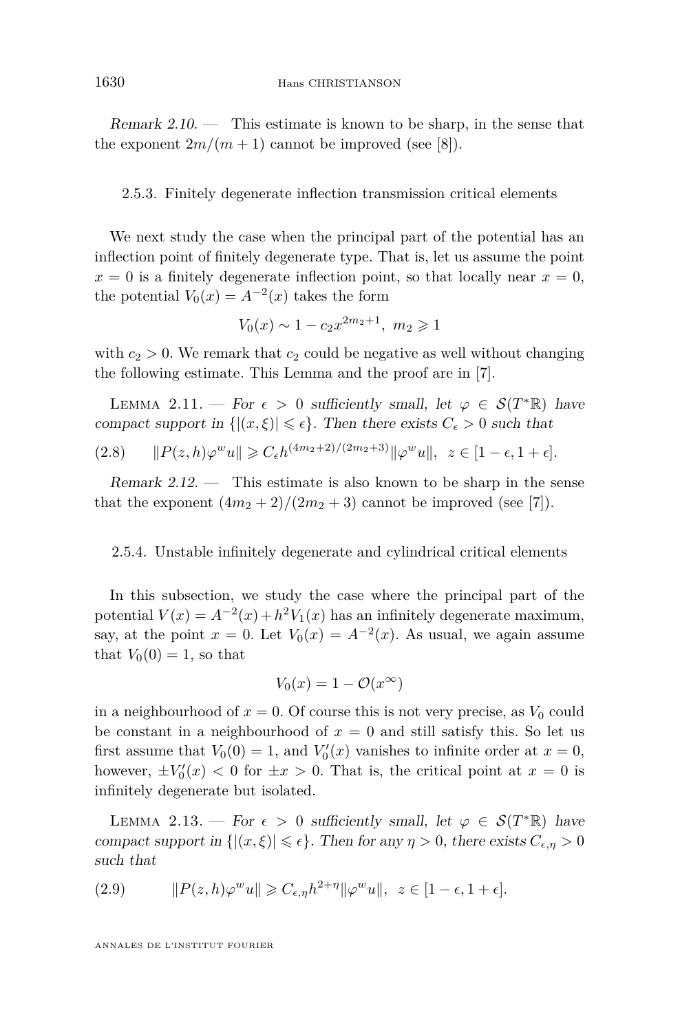*Remark 2.10.* — This estimate is known to be sharp, in the sense that the exponent $2m/(m+1)$ cannot be improved (see [8]).

### 2.5.3. Finitely degenerate inflection transmission critical elements

We next study the case when the principal part of the potential has an inflection point of finitely degenerate type. That is, let us assume the point $x = 0$ is a finitely degenerate inflection point, so that locally near $x = 0$, the potential $V_0(x) = A^{-2}(x)$ takes the form

$$V_0(x) \sim 1 - c_2 x^{2m_2+1}, \ m_2 \geqslant 1$$

with $c_2 > 0$. We remark that $c_2$ could be negative as well without changing the following estimate. This Lemma and the proof are in [7].

Lemma 2.11. — *For $\epsilon > 0$ sufficiently small, let $\varphi \in \mathcal{S}(T^*\mathbb{R})$ have compact support in $\{|(x,\xi)| \leqslant \epsilon\}$. Then there exists $C_\epsilon > 0$ such that*

$$\|P(z,h)\varphi^w u\| \geqslant C_\epsilon h^{(4m_2+2)/(2m_2+3)} \|\varphi^w u\|, \ \ z \in [1-\epsilon, 1+\epsilon]. \tag{2.8}$$

*Remark 2.12.* — This estimate is also known to be sharp in the sense that the exponent $(4m_2+2)/(2m_2+3)$ cannot be improved (see [7]).

### 2.5.4. Unstable infinitely degenerate and cylindrical critical elements

In this subsection, we study the case where the principal part of the potential $V(x) = A^{-2}(x) + h^2 V_1(x)$ has an infinitely degenerate maximum, say, at the point $x = 0$. Let $V_0(x) = A^{-2}(x)$. As usual, we again assume that $V_0(0) = 1$, so that

$$V_0(x) = 1 - \mathcal{O}(x^\infty)$$

in a neighbourhood of $x = 0$. Of course this is not very precise, as $V_0$ could be constant in a neighbourhood of $x = 0$ and still satisfy this. So let us first assume that $V_0(0) = 1$, and $V_0'(x)$ vanishes to infinite order at $x = 0$, however, $\pm V_0'(x) < 0$ for $\pm x > 0$. That is, the critical point at $x = 0$ is infinitely degenerate but isolated.

Lemma 2.13. — *For $\epsilon > 0$ sufficiently small, let $\varphi \in \mathcal{S}(T^*\mathbb{R})$ have compact support in $\{|(x,\xi)| \leqslant \epsilon\}$. Then for any $\eta > 0$, there exists $C_{\epsilon,\eta} > 0$ such that*

$$\|P(z,h)\varphi^w u\| \geqslant C_{\epsilon,\eta} h^{2+\eta} \|\varphi^w u\|, \ \ z \in [1-\epsilon, 1+\epsilon]. \tag{2.9}$$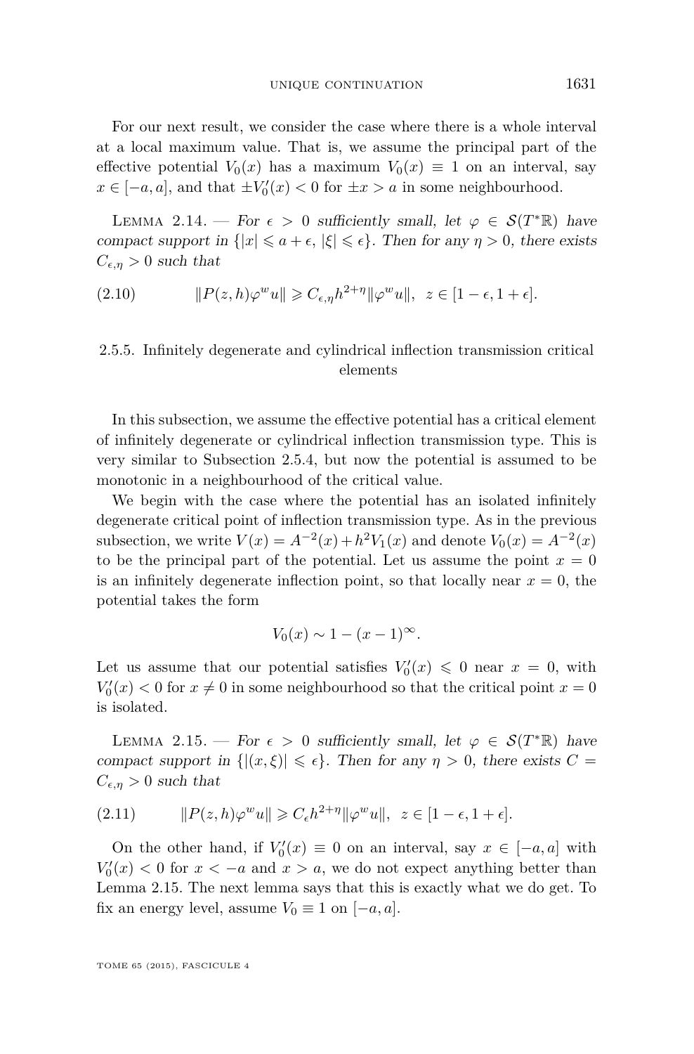For our next result, we consider the case where there is a whole interval at a local maximum value. That is, we assume the principal part of the effective potential $V_0(x)$ has a maximum $V_0(x) \equiv 1$ on an interval, say $x \in [-a, a]$, and that $\pm V_0'(x) < 0$ for $\pm x > a$ in some neighbourhood.

Lemma 2.14. — *For $\epsilon > 0$ sufficiently small, let $\varphi \in \mathcal{S}(T^*\mathbb{R})$ have compact support in $\{|x| \leqslant a + \epsilon, |\xi| \leqslant \epsilon\}$. Then for any $\eta > 0$, there exists $C_{\epsilon,\eta} > 0$ such that*

$$\|P(z,h)\varphi^w u\| \geqslant C_{\epsilon,\eta} h^{2+\eta} \|\varphi^w u\|, \quad z \in [1-\epsilon, 1+\epsilon]. \tag{2.10}$$

### 2.5.5. Infinitely degenerate and cylindrical inflection transmission critical elements

In this subsection, we assume the effective potential has a critical element of infinitely degenerate or cylindrical inflection transmission type. This is very similar to Subsection 2.5.4, but now the potential is assumed to be monotonic in a neighbourhood of the critical value.

We begin with the case where the potential has an isolated infinitely degenerate critical point of inflection transmission type. As in the previous subsection, we write $V(x) = A^{-2}(x) + h^2 V_1(x)$ and denote $V_0(x) = A^{-2}(x)$ to be the principal part of the potential. Let us assume the point $x = 0$ is an infinitely degenerate inflection point, so that locally near $x = 0$, the potential takes the form

$$V_0(x) \sim 1 - (x-1)^{\infty}.$$

Let us assume that our potential satisfies $V_0'(x) \leqslant 0$ near $x = 0$, with $V_0'(x) < 0$ for $x \neq 0$ in some neighbourhood so that the critical point $x = 0$ is isolated.

Lemma 2.15. — *For $\epsilon > 0$ sufficiently small, let $\varphi \in \mathcal{S}(T^*\mathbb{R})$ have compact support in $\{|(x,\xi)| \leqslant \epsilon\}$. Then for any $\eta > 0$, there exists $C = C_{\epsilon,\eta} > 0$ such that*

$$\|P(z,h)\varphi^w u\| \geqslant C_\epsilon h^{2+\eta} \|\varphi^w u\|, \quad z \in [1-\epsilon, 1+\epsilon]. \tag{2.11}$$

On the other hand, if $V_0'(x) \equiv 0$ on an interval, say $x \in [-a, a]$ with $V_0'(x) < 0$ for $x < -a$ and $x > a$, we do not expect anything better than Lemma 2.15. The next lemma says that this is exactly what we do get. To fix an energy level, assume $V_0 \equiv 1$ on $[-a, a]$.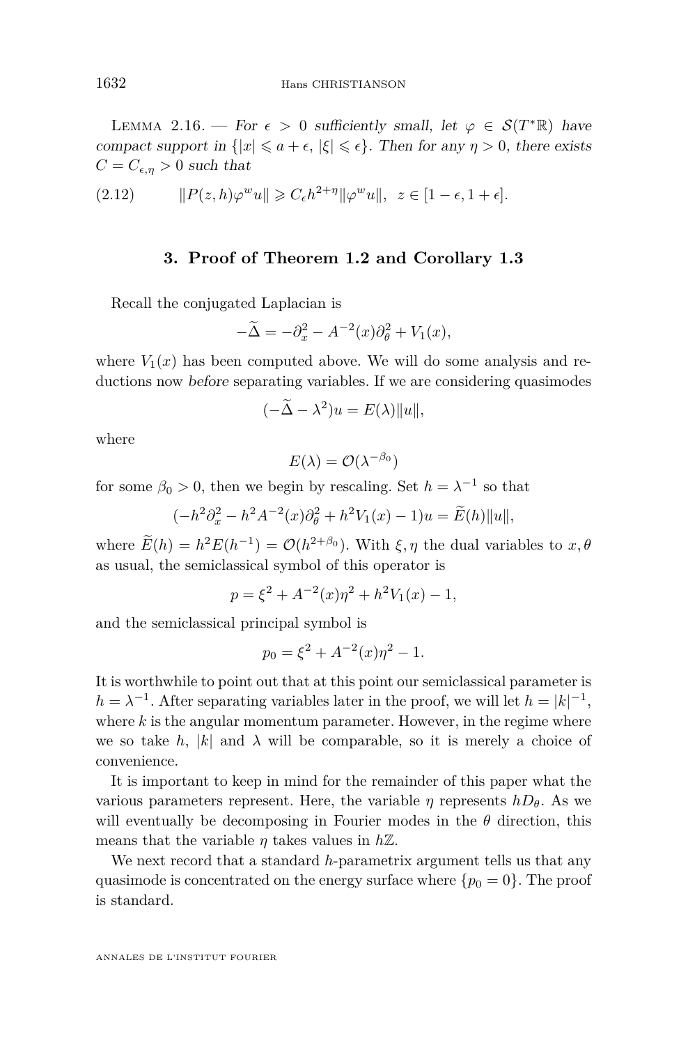Lemma 2.16. — *For $\epsilon > 0$ sufficiently small, let $\varphi \in \mathcal{S}(T^*\mathbb{R})$ have compact support in $\{|x| \leqslant a + \epsilon, |\xi| \leqslant \epsilon\}$. Then for any $\eta > 0$, there exists $C = C_{\epsilon,\eta} > 0$ such that*

$$\|P(z,h)\varphi^w u\| \geqslant C_\epsilon h^{2+\eta}\|\varphi^w u\|, \quad z \in [1-\epsilon, 1+\epsilon]. \tag{2.12}$$

## 3. Proof of Theorem 1.2 and Corollary 1.3

Recall the conjugated Laplacian is

$$-\widetilde{\Delta} = -\partial_x^2 - A^{-2}(x)\partial_\theta^2 + V_1(x),$$

where $V_1(x)$ has been computed above. We will do some analysis and reductions now *before* separating variables. If we are considering quasimodes

$$(-\widetilde{\Delta} - \lambda^2)u = E(\lambda)\|u\|,$$

where

$$E(\lambda) = \mathcal{O}(\lambda^{-\beta_0})$$

for some $\beta_0 > 0$, then we begin by rescaling. Set $h = \lambda^{-1}$ so that

$$(-h^2\partial_x^2 - h^2A^{-2}(x)\partial_\theta^2 + h^2V_1(x) - 1)u = \widetilde{E}(h)\|u\|,$$

where $\widetilde{E}(h) = h^2E(h^{-1}) = \mathcal{O}(h^{2+\beta_0})$. With $\xi, \eta$ the dual variables to $x, \theta$ as usual, the semiclassical symbol of this operator is

$$p = \xi^2 + A^{-2}(x)\eta^2 + h^2V_1(x) - 1,$$

and the semiclassical principal symbol is

$$p_0 = \xi^2 + A^{-2}(x)\eta^2 - 1.$$

It is worthwhile to point out that at this point our semiclassical parameter is $h = \lambda^{-1}$. After separating variables later in the proof, we will let $h = |k|^{-1}$, where $k$ is the angular momentum parameter. However, in the regime where we so take $h$, $|k|$ and $\lambda$ will be comparable, so it is merely a choice of convenience.

It is important to keep in mind for the remainder of this paper what the various parameters represent. Here, the variable $\eta$ represents $hD_\theta$. As we will eventually be decomposing in Fourier modes in the $\theta$ direction, this means that the variable $\eta$ takes values in $h\mathbb{Z}$.

We next record that a standard $h$-parametrix argument tells us that any quasimode is concentrated on the energy surface where $\{p_0 = 0\}$. The proof is standard.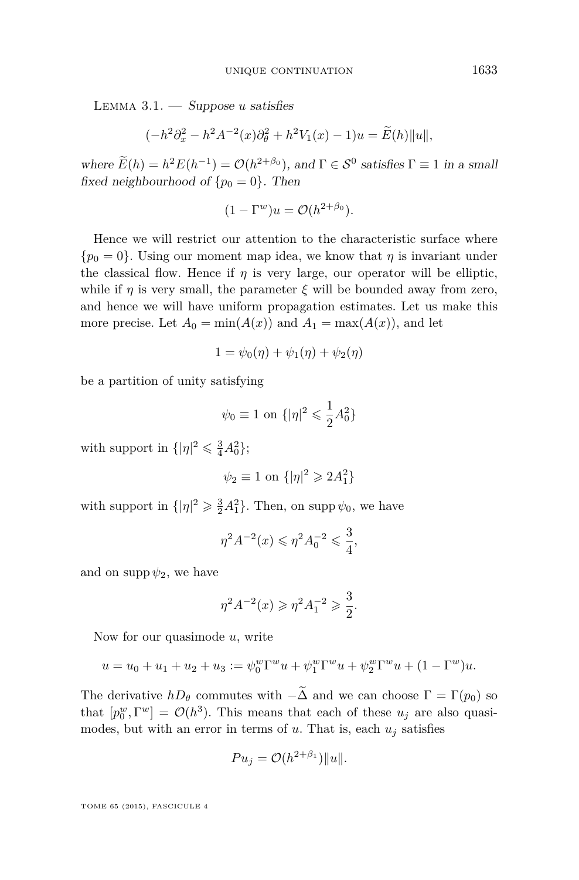Lemma 3.1. — *Suppose $u$ satisfies*

$$(-h^2\partial_x^2 - h^2 A^{-2}(x)\partial_\theta^2 + h^2 V_1(x) - 1)u = \widetilde{E}(h)\|u\|,$$

*where $\widetilde{E}(h) = h^2 E(h^{-1}) = \mathcal{O}(h^{2+\beta_0})$, and $\Gamma \in \mathcal{S}^0$ satisfies $\Gamma \equiv 1$ in a small fixed neighbourhood of $\{p_0 = 0\}$. Then*

$$(1 - \Gamma^w)u = \mathcal{O}(h^{2+\beta_0}).$$

Hence we will restrict our attention to the characteristic surface where $\{p_0 = 0\}$. Using our moment map idea, we know that $\eta$ is invariant under the classical flow. Hence if $\eta$ is very large, our operator will be elliptic, while if $\eta$ is very small, the parameter $\xi$ will be bounded away from zero, and hence we will have uniform propagation estimates. Let us make this more precise. Let $A_0 = \min(A(x))$ and $A_1 = \max(A(x))$, and let

$$1 = \psi_0(\eta) + \psi_1(\eta) + \psi_2(\eta)$$

be a partition of unity satisfying

$$\psi_0 \equiv 1 \text{ on } \{|\eta|^2 \leqslant \frac{1}{2}A_0^2\}$$

with support in $\{|\eta|^2 \leqslant \frac{3}{4}A_0^2\}$;

$$\psi_2 \equiv 1 \text{ on } \{|\eta|^2 \geqslant 2A_1^2\}$$

with support in $\{|\eta|^2 \geqslant \frac{3}{2}A_1^2\}$. Then, on $\operatorname{supp}\psi_0$, we have

$$\eta^2 A^{-2}(x) \leqslant \eta^2 A_0^{-2} \leqslant \frac{3}{4},$$

and on $\operatorname{supp}\psi_2$, we have

$$\eta^2 A^{-2}(x) \geqslant \eta^2 A_1^{-2} \geqslant \frac{3}{2}.$$

Now for our quasimode $u$, write

$$u = u_0 + u_1 + u_2 + u_3 := \psi_0^w \Gamma^w u + \psi_1^w \Gamma^w u + \psi_2^w \Gamma^w u + (1 - \Gamma^w)u.$$

The derivative $hD_\theta$ commutes with $-\widetilde{\Delta}$ and we can choose $\Gamma = \Gamma(p_0)$ so that $[p_0^w, \Gamma^w] = \mathcal{O}(h^3)$. This means that each of these $u_j$ are also quasimodes, but with an error in terms of $u$. That is, each $u_j$ satisfies

$$Pu_j = \mathcal{O}(h^{2+\beta_1})\|u\|.$$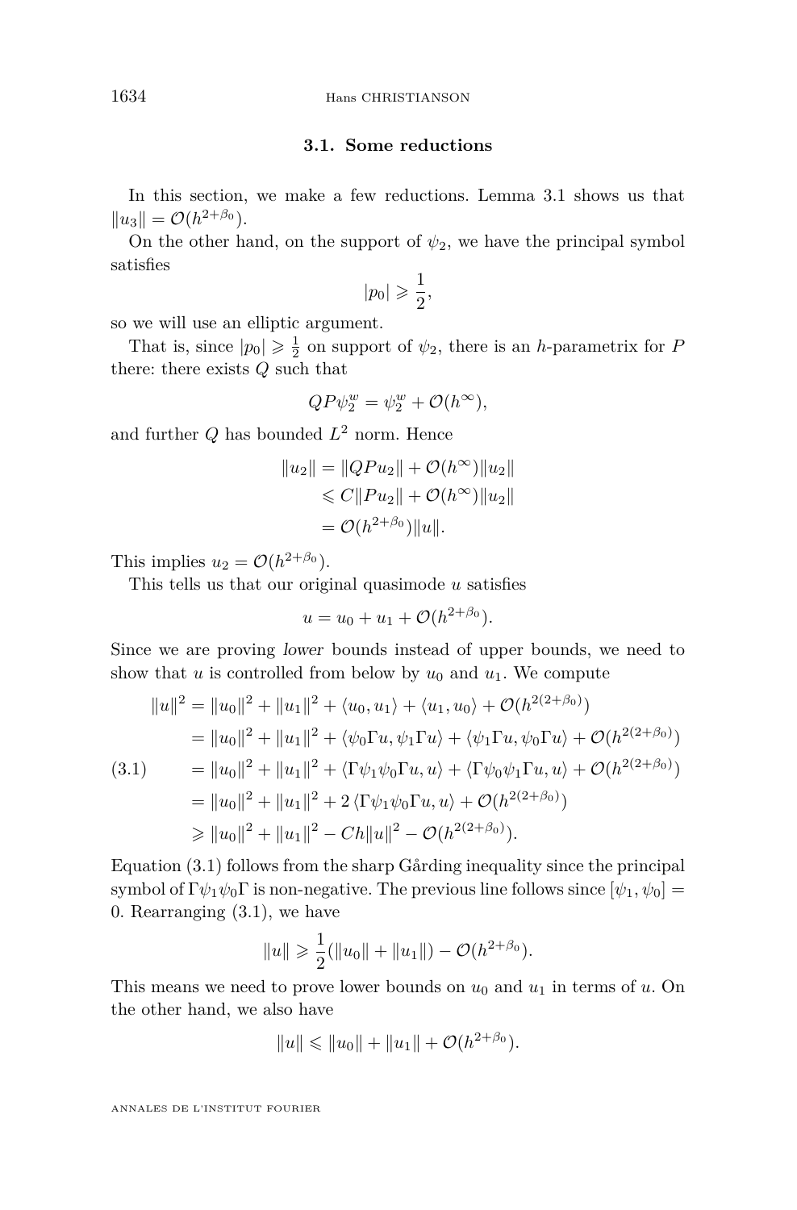### 3.1. Some reductions

In this section, we make a few reductions. Lemma 3.1 shows us that $\|u_3\| = \mathcal{O}(h^{2+\beta_0})$.

On the other hand, on the support of $\psi_2$, we have the principal symbol satisfies

$$|p_0| \geqslant \frac{1}{2},$$

so we will use an elliptic argument.

That is, since $|p_0| \geqslant \frac{1}{2}$ on support of $\psi_2$, there is an $h$-parametrix for $P$ there: there exists $Q$ such that

$$QP\psi_2^w = \psi_2^w + \mathcal{O}(h^\infty),$$

and further $Q$ has bounded $L^2$ norm. Hence

$$\begin{aligned}
\|u_2\| &= \|QPu_2\| + \mathcal{O}(h^\infty)\|u_2\| \\
&\leqslant C\|Pu_2\| + \mathcal{O}(h^\infty)\|u_2\| \\
&= \mathcal{O}(h^{2+\beta_0})\|u\|.
\end{aligned}$$

This implies $u_2 = \mathcal{O}(h^{2+\beta_0})$.

This tells us that our original quasimode $u$ satisfies

$$u = u_0 + u_1 + \mathcal{O}(h^{2+\beta_0}).$$

Since we are proving *lower* bounds instead of upper bounds, we need to show that $u$ is controlled from below by $u_0$ and $u_1$. We compute

$$\begin{aligned}
\|u\|^2 &= \|u_0\|^2 + \|u_1\|^2 + \langle u_0, u_1\rangle + \langle u_1, u_0\rangle + \mathcal{O}(h^{2(2+\beta_0)}) \\
&= \|u_0\|^2 + \|u_1\|^2 + \langle \psi_0\Gamma u, \psi_1\Gamma u\rangle + \langle \psi_1\Gamma u, \psi_0\Gamma u\rangle + \mathcal{O}(h^{2(2+\beta_0)}) \\
&= \|u_0\|^2 + \|u_1\|^2 + \langle \Gamma\psi_1\psi_0\Gamma u, u\rangle + \langle \Gamma\psi_0\psi_1\Gamma u, u\rangle + \mathcal{O}(h^{2(2+\beta_0)}) \qquad (3.1)\\
&= \|u_0\|^2 + \|u_1\|^2 + 2\,\langle \Gamma\psi_1\psi_0\Gamma u, u\rangle + \mathcal{O}(h^{2(2+\beta_0)}) \\
&\geqslant \|u_0\|^2 + \|u_1\|^2 - Ch\|u\|^2 - \mathcal{O}(h^{2(2+\beta_0)}).
\end{aligned}$$

Equation (3.1) follows from the sharp Gårding inequality since the principal symbol of $\Gamma\psi_1\psi_0\Gamma$ is non-negative. The previous line follows since $[\psi_1, \psi_0] = 0$. Rearranging (3.1), we have

$$\|u\| \geqslant \frac{1}{2}(\|u_0\| + \|u_1\|) - \mathcal{O}(h^{2+\beta_0}).$$

This means we need to prove lower bounds on $u_0$ and $u_1$ in terms of $u$. On the other hand, we also have

$$\|u\| \leqslant \|u_0\| + \|u_1\| + \mathcal{O}(h^{2+\beta_0}).$$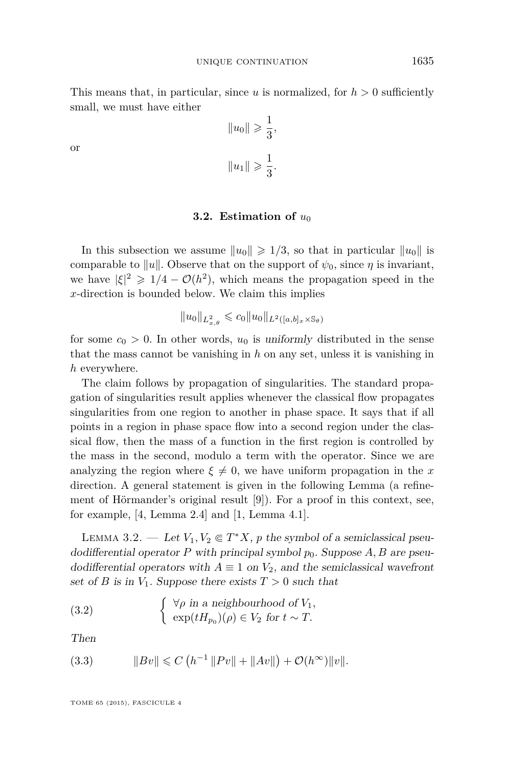This means that, in particular, since $u$ is normalized, for $h > 0$ sufficiently small, we must have either

$$\|u_0\| \geqslant \frac{1}{3},$$

or

$$\|u_1\| \geqslant \frac{1}{3}.$$

### 3.2. Estimation of $u_0$

In this subsection we assume $\|u_0\| \geqslant 1/3$, so that in particular $\|u_0\|$ is comparable to $\|u\|$. Observe that on the support of $\psi_0$, since $\eta$ is invariant, we have $|\xi|^2 \geqslant 1/4 - \mathcal{O}(h^2)$, which means the propagation speed in the $x$-direction is bounded below. We claim this implies

$$\|u_0\|_{L^2_{x,\theta}} \leqslant c_0 \|u_0\|_{L^2([a,b]_x \times \mathbb{S}_\theta)}$$

for some $c_0 > 0$. In other words, $u_0$ is *uniformly* distributed in the sense that the mass cannot be vanishing in $h$ on any set, unless it is vanishing in $h$ everywhere.

The claim follows by propagation of singularities. The standard propagation of singularities result applies whenever the classical flow propagates singularities from one region to another in phase space. It says that if all points in a region in phase space flow into a second region under the classical flow, then the mass of a function in the first region is controlled by the mass in the second, modulo a term with the operator. Since we are analyzing the region where $\xi \neq 0$, we have uniform propagation in the $x$ direction. A general statement is given in the following Lemma (a refinement of Hörmander's original result [9]). For a proof in this context, see, for example, [4, Lemma 2.4] and [1, Lemma 4.1].

Lemma 3.2. — *Let $V_1, V_2 \Subset T^*X$, $p$ the symbol of a semiclassical pseudodifferential operator $P$ with principal symbol $p_0$. Suppose $A, B$ are pseudodifferential operators with $A \equiv 1$ on $V_2$, and the semiclassical wavefront set of $B$ is in $V_1$. Suppose there exists $T > 0$ such that*

$$\begin{cases} \forall \rho \text{ in a neighbourhood of } V_1, \\ \exp(tH_{p_0})(\rho) \in V_2 \text{ for } t \sim T. \end{cases} \tag{3.2}$$

*Then*

$$\|Bv\| \leqslant C\left(h^{-1}\|Pv\| + \|Av\|\right) + \mathcal{O}(h^\infty)\|v\|. \tag{3.3}$$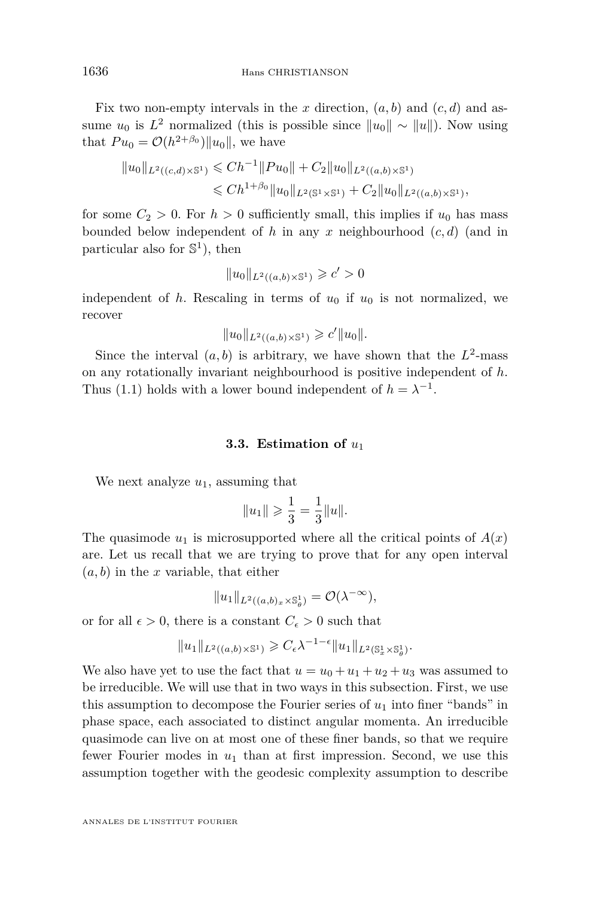Fix two non-empty intervals in the $x$ direction, $(a,b)$ and $(c,d)$ and assume $u_0$ is $L^2$ normalized (this is possible since $\|u_0\| \sim \|u\|$). Now using that $Pu_0 = \mathcal{O}(h^{2+\beta_0})\|u_0\|$, we have

$$\begin{aligned}\|u_0\|_{L^2((c,d)\times\mathbb{S}^1)} &\leqslant Ch^{-1}\|Pu_0\| + C_2\|u_0\|_{L^2((a,b)\times\mathbb{S}^1)} \\ &\leqslant Ch^{1+\beta_0}\|u_0\|_{L^2(\mathbb{S}^1\times\mathbb{S}^1)} + C_2\|u_0\|_{L^2((a,b)\times\mathbb{S}^1)},\end{aligned}$$

for some $C_2 > 0$. For $h > 0$ sufficiently small, this implies if $u_0$ has mass bounded below independent of $h$ in any $x$ neighbourhood $(c,d)$ (and in particular also for $\mathbb{S}^1$), then

$$\|u_0\|_{L^2((a,b)\times\mathbb{S}^1)} \geqslant c' > 0$$

independent of $h$. Rescaling in terms of $u_0$ if $u_0$ is not normalized, we recover

$$\|u_0\|_{L^2((a,b)\times\mathbb{S}^1)} \geqslant c'\|u_0\|.$$

Since the interval $(a,b)$ is arbitrary, we have shown that the $L^2$-mass on any rotationally invariant neighbourhood is positive independent of $h$. Thus (1.1) holds with a lower bound independent of $h = \lambda^{-1}$.

### 3.3. Estimation of $u_1$

We next analyze $u_1$, assuming that

$$\|u_1\| \geqslant \frac{1}{3} = \frac{1}{3}\|u\|.$$

The quasimode $u_1$ is microsupported where all the critical points of $A(x)$ are. Let us recall that we are trying to prove that for any open interval $(a,b)$ in the $x$ variable, that either

$$\|u_1\|_{L^2((a,b)_x\times\mathbb{S}^1_\theta)} = \mathcal{O}(\lambda^{-\infty}),$$

or for all $\epsilon > 0$, there is a constant $C_\epsilon > 0$ such that

$$\|u_1\|_{L^2((a,b)\times\mathbb{S}^1)} \geqslant C_\epsilon\lambda^{-1-\epsilon}\|u_1\|_{L^2(\mathbb{S}^1_x\times\mathbb{S}^1_\theta)}.$$

We also have yet to use the fact that $u = u_0 + u_1 + u_2 + u_3$ was assumed to be irreducible. We will use that in two ways in this subsection. First, we use this assumption to decompose the Fourier series of $u_1$ into finer "bands" in phase space, each associated to distinct angular momenta. An irreducible quasimode can live on at most one of these finer bands, so that we require fewer Fourier modes in $u_1$ than at first impression. Second, we use this assumption together with the geodesic complexity assumption to describe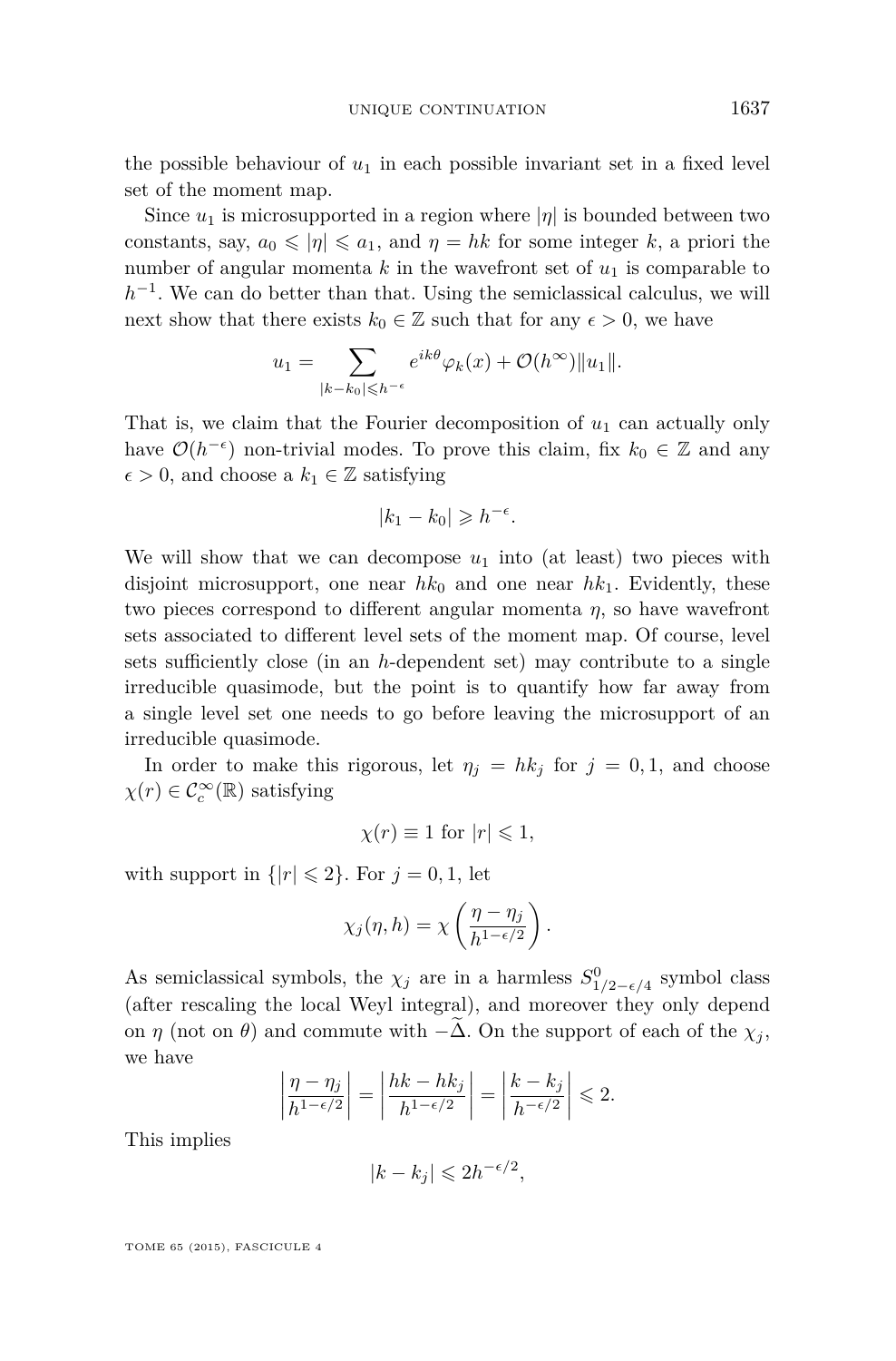the possible behaviour of $u_1$ in each possible invariant set in a fixed level set of the moment map.

Since $u_1$ is microsupported in a region where $|\eta|$ is bounded between two constants, say, $a_0 \leqslant |\eta| \leqslant a_1$, and $\eta = hk$ for some integer $k$, a priori the number of angular momenta $k$ in the wavefront set of $u_1$ is comparable to $h^{-1}$. We can do better than that. Using the semiclassical calculus, we will next show that there exists $k_0 \in \mathbb{Z}$ such that for any $\epsilon > 0$, we have

$$u_1 = \sum_{|k-k_0| \leqslant h^{-\epsilon}} e^{ik\theta} \varphi_k(x) + \mathcal{O}(h^\infty)\|u_1\|.$$

That is, we claim that the Fourier decomposition of $u_1$ can actually only have $\mathcal{O}(h^{-\epsilon})$ non-trivial modes. To prove this claim, fix $k_0 \in \mathbb{Z}$ and any $\epsilon > 0$, and choose a $k_1 \in \mathbb{Z}$ satisfying

$$|k_1 - k_0| \geqslant h^{-\epsilon}.$$

We will show that we can decompose $u_1$ into (at least) two pieces with disjoint microsupport, one near $hk_0$ and one near $hk_1$. Evidently, these two pieces correspond to different angular momenta $\eta$, so have wavefront sets associated to different level sets of the moment map. Of course, level sets sufficiently close (in an $h$-dependent set) may contribute to a single irreducible quasimode, but the point is to quantify how far away from a single level set one needs to go before leaving the microsupport of an irreducible quasimode.

In order to make this rigorous, let $\eta_j = hk_j$ for $j = 0, 1$, and choose $\chi(r) \in \mathcal{C}_c^\infty(\mathbb{R})$ satisfying

$$\chi(r) \equiv 1 \text{ for } |r| \leqslant 1,$$

with support in $\{|r| \leqslant 2\}$. For $j = 0, 1$, let

$$\chi_j(\eta, h) = \chi\left(\frac{\eta - \eta_j}{h^{1-\epsilon/2}}\right).$$

As semiclassical symbols, the $\chi_j$ are in a harmless $S^0_{1/2-\epsilon/4}$ symbol class (after rescaling the local Weyl integral), and moreover they only depend on $\eta$ (not on $\theta$) and commute with $-\widetilde{\Delta}$. On the support of each of the $\chi_j$, we have

$$\left|\frac{\eta - \eta_j}{h^{1-\epsilon/2}}\right| = \left|\frac{hk - hk_j}{h^{1-\epsilon/2}}\right| = \left|\frac{k - k_j}{h^{-\epsilon/2}}\right| \leqslant 2.$$

This implies

$$|k - k_j| \leqslant 2h^{-\epsilon/2},$$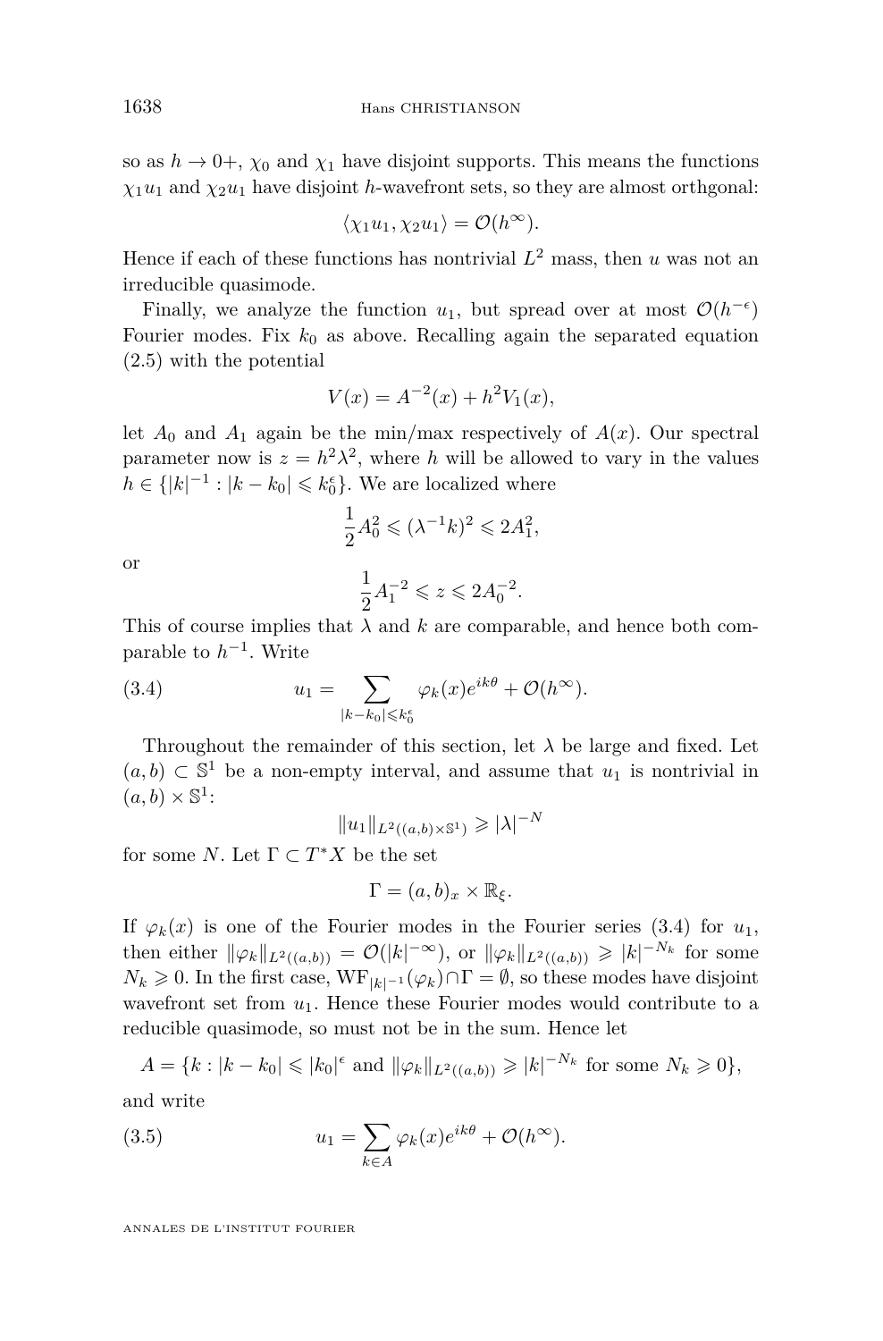so as $h \to 0+$, $\chi_0$ and $\chi_1$ have disjoint supports. This means the functions $\chi_1 u_1$ and $\chi_2 u_1$ have disjoint $h$-wavefront sets, so they are almost orthgonal:

$$\langle \chi_1 u_1, \chi_2 u_1 \rangle = \mathcal{O}(h^\infty).$$

Hence if each of these functions has nontrivial $L^2$ mass, then $u$ was not an irreducible quasimode.

Finally, we analyze the function $u_1$, but spread over at most $\mathcal{O}(h^{-\epsilon})$ Fourier modes. Fix $k_0$ as above. Recalling again the separated equation (2.5) with the potential

$$V(x) = A^{-2}(x) + h^2 V_1(x),$$

let $A_0$ and $A_1$ again be the min/max respectively of $A(x)$. Our spectral parameter now is $z = h^2\lambda^2$, where $h$ will be allowed to vary in the values $h \in \{|k|^{-1} : |k - k_0| \leqslant k_0^\epsilon\}$. We are localized where

$$\frac{1}{2}A_0^2 \leqslant (\lambda^{-1}k)^2 \leqslant 2A_1^2,$$

or

$$\frac{1}{2}A_1^{-2} \leqslant z \leqslant 2A_0^{-2}.$$

This of course implies that $\lambda$ and $k$ are comparable, and hence both comparable to $h^{-1}$. Write

$$u_1 = \sum_{|k-k_0|\leqslant k_0^\epsilon} \varphi_k(x)e^{ik\theta} + \mathcal{O}(h^\infty). \tag{3.4}$$

Throughout the remainder of this section, let $\lambda$ be large and fixed. Let $(a, b) \subset \mathbb{S}^1$ be a non-empty interval, and assume that $u_1$ is nontrivial in $(a, b) \times \mathbb{S}^1$:

$$\|u_1\|_{L^2((a,b)\times\mathbb{S}^1)} \geqslant |\lambda|^{-N}$$

for some $N$. Let $\Gamma \subset T^*X$ be the set

$$\Gamma = (a, b)_x \times \mathbb{R}_\xi.$$

If $\varphi_k(x)$ is one of the Fourier modes in the Fourier series (3.4) for $u_1$, then either $\|\varphi_k\|_{L^2((a,b))} = \mathcal{O}(|k|^{-\infty})$, or $\|\varphi_k\|_{L^2((a,b))} \geqslant |k|^{-N_k}$ for some $N_k \geqslant 0$. In the first case, $\mathrm{WF}_{|k|^{-1}}(\varphi_k) \cap \Gamma = \emptyset$, so these modes have disjoint wavefront set from $u_1$. Hence these Fourier modes would contribute to a reducible quasimode, so must not be in the sum. Hence let

$$A = \{k : |k - k_0| \leqslant |k_0|^\epsilon \text{ and } \|\varphi_k\|_{L^2((a,b))} \geqslant |k|^{-N_k} \text{ for some } N_k \geqslant 0\},$$

and write

$$u_1 = \sum_{k\in A} \varphi_k(x)e^{ik\theta} + \mathcal{O}(h^\infty). \tag{3.5}$$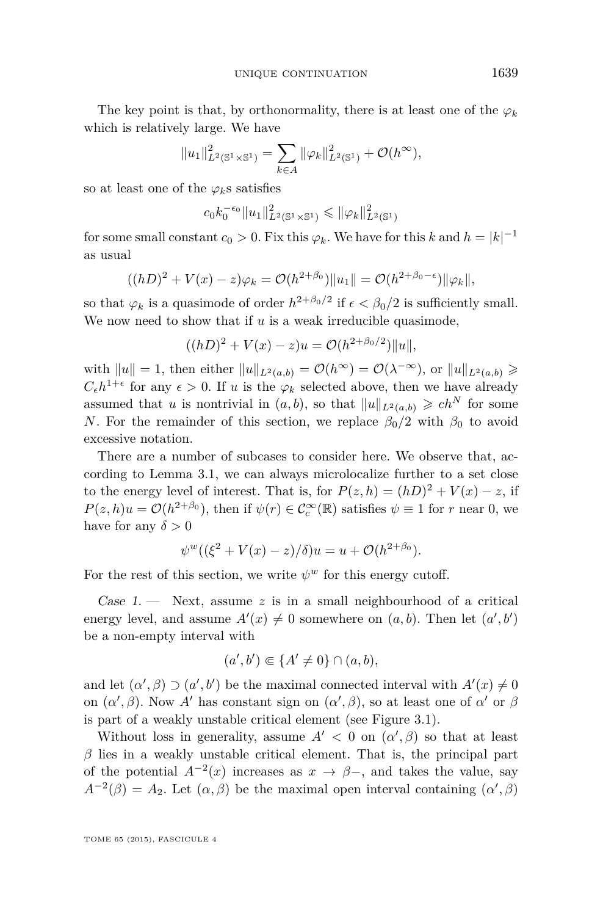The key point is that, by orthonormality, there is at least one of the $\varphi_k$ which is relatively large. We have

$$\|u_1\|^2_{L^2(\mathbb{S}^1\times\mathbb{S}^1)} = \sum_{k\in A} \|\varphi_k\|^2_{L^2(\mathbb{S}^1)} + \mathcal{O}(h^\infty),$$

so at least one of the $\varphi_k$s satisfies

$$c_0 k_0^{-\epsilon_0} \|u_1\|^2_{L^2(\mathbb{S}^1\times\mathbb{S}^1)} \leqslant \|\varphi_k\|^2_{L^2(\mathbb{S}^1)}$$

for some small constant $c_0 > 0$. Fix this $\varphi_k$. We have for this $k$ and $h = |k|^{-1}$ as usual

$$((hD)^2 + V(x) - z)\varphi_k = \mathcal{O}(h^{2+\beta_0})\|u_1\| = \mathcal{O}(h^{2+\beta_0-\epsilon})\|\varphi_k\|,$$

so that $\varphi_k$ is a quasimode of order $h^{2+\beta_0/2}$ if $\epsilon < \beta_0/2$ is sufficiently small. We now need to show that if $u$ is a weak irreducible quasimode,

$$((hD)^2 + V(x) - z)u = \mathcal{O}(h^{2+\beta_0/2})\|u\|,$$

with $\|u\| = 1$, then either $\|u\|_{L^2(a,b)} = \mathcal{O}(h^\infty) = \mathcal{O}(\lambda^{-\infty})$, or $\|u\|_{L^2(a,b)} \geqslant C_\epsilon h^{1+\epsilon}$ for any $\epsilon > 0$. If $u$ is the $\varphi_k$ selected above, then we have already assumed that $u$ is nontrivial in $(a, b)$, so that $\|u\|_{L^2(a,b)} \geqslant ch^N$ for some $N$. For the remainder of this section, we replace $\beta_0/2$ with $\beta_0$ to avoid excessive notation.

There are a number of subcases to consider here. We observe that, according to Lemma 3.1, we can always microlocalize further to a set close to the energy level of interest. That is, for $P(z, h) = (hD)^2 + V(x) - z$, if $P(z, h)u = \mathcal{O}(h^{2+\beta_0})$, then if $\psi(r) \in \mathcal{C}^\infty_c(\mathbb{R})$ satisfies $\psi \equiv 1$ for $r$ near 0, we have for any $\delta > 0$

$$\psi^w((\xi^2 + V(x) - z)/\delta)u = u + \mathcal{O}(h^{2+\beta_0}).$$

For the rest of this section, we write $\psi^w$ for this energy cutoff.

*Case 1.* — Next, assume $z$ is in a small neighbourhood of a critical energy level, and assume $A'(x) \neq 0$ somewhere on $(a, b)$. Then let $(a', b')$ be a non-empty interval with

$$(a', b') \Subset \{A' \neq 0\} \cap (a, b),$$

and let $(\alpha', \beta) \supset (a', b')$ be the maximal connected interval with $A'(x) \neq 0$ on $(\alpha', \beta)$. Now $A'$ has constant sign on $(\alpha', \beta)$, so at least one of $\alpha'$ or $\beta$ is part of a weakly unstable critical element (see Figure 3.1).

Without loss in generality, assume $A' < 0$ on $(\alpha', \beta)$ so that at least $\beta$ lies in a weakly unstable critical element. That is, the principal part of the potential $A^{-2}(x)$ increases as $x \to \beta-$, and takes the value, say $A^{-2}(\beta) = A_2$. Let $(\alpha, \beta)$ be the maximal open interval containing $(\alpha', \beta)$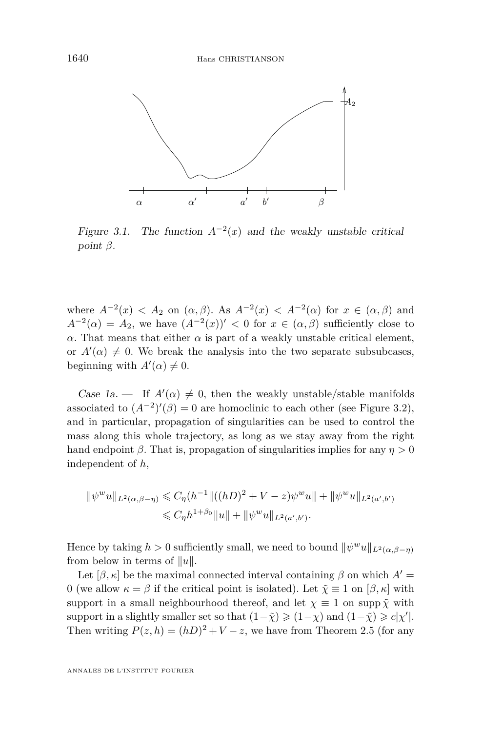*Figure 3.1.* *The function $A^{-2}(x)$ and the weakly unstable critical point $\beta$.*

where $A^{-2}(x) < A_2$ on $(\alpha, \beta)$. As $A^{-2}(x) < A^{-2}(\alpha)$ for $x \in (\alpha, \beta)$ and $A^{-2}(\alpha) = A_2$, we have $(A^{-2}(x))' < 0$ for $x \in (\alpha, \beta)$ sufficiently close to $\alpha$. That means that either $\alpha$ is part of a weakly unstable critical element, or $A'(\alpha) \neq 0$. We break the analysis into the two separate subsubcases, beginning with $A'(\alpha) \neq 0$.

*Case 1a.* — If $A'(\alpha) \neq 0$, then the weakly unstable/stable manifolds associated to $(A^{-2})'(\beta) = 0$ are homoclinic to each other (see Figure 3.2), and in particular, propagation of singularities can be used to control the mass along this whole trajectory, as long as we stay away from the right hand endpoint $\beta$. That is, propagation of singularities implies for any $\eta > 0$ independent of $h$,

$$
\begin{aligned}
\|\psi^w u\|_{L^2(\alpha, \beta - \eta)} &\leqslant C_\eta (h^{-1} \|((hD)^2 + V - z)\psi^w u\| + \|\psi^w u\|_{L^2(a', b')} \\
&\leqslant C_\eta h^{1+\beta_0} \|u\| + \|\psi^w u\|_{L^2(a', b')}.
\end{aligned}
$$

Hence by taking $h > 0$ sufficiently small, we need to bound $\|\psi^w u\|_{L^2(\alpha, \beta - \eta)}$ from below in terms of $\|u\|$.

Let $[\beta, \kappa]$ be the maximal connected interval containing $\beta$ on which $A' = 0$ (we allow $\kappa = \beta$ if the critical point is isolated). Let $\tilde{\chi} \equiv 1$ on $[\beta, \kappa]$ with support in a small neighbourhood thereof, and let $\chi \equiv 1$ on $\operatorname{supp} \tilde{\chi}$ with support in a slightly smaller set so that $(1 - \tilde{\chi}) \geqslant (1 - \chi)$ and $(1 - \tilde{\chi}) \geqslant c|\chi'|$. Then writing $P(z, h) = (hD)^2 + V - z$, we have from Theorem 2.5 (for any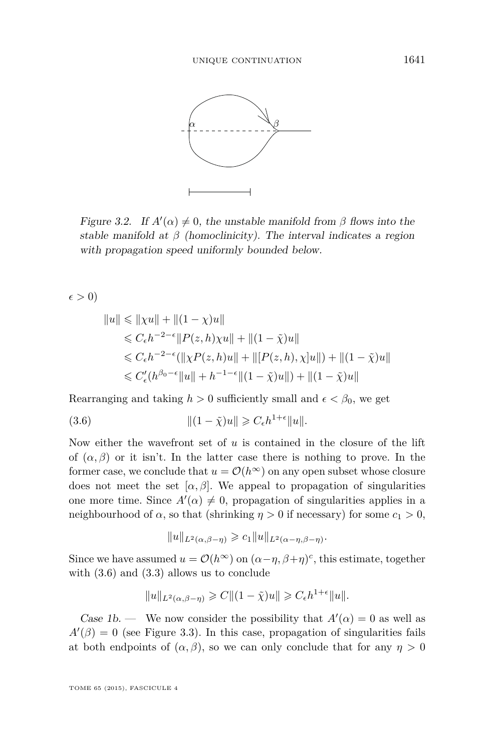Figure 3.2. If $A'(\alpha) \neq 0$, the unstable manifold from $\beta$ flows into the stable manifold at $\beta$ (homoclinicity). The interval indicates a region with propagation speed uniformly bounded below.

$\epsilon > 0$)

$$
\begin{aligned}
\|u\| &\leqslant \|\chi u\| + \|(1-\chi)u\| \\
&\leqslant C_\epsilon h^{-2-\epsilon} \|P(z,h)\chi u\| + \|(1-\tilde{\chi})u\| \\
&\leqslant C_\epsilon h^{-2-\epsilon} (\|\chi P(z,h)u\| + \|[P(z,h),\chi]u\|) + \|(1-\tilde{\chi})u\| \\
&\leqslant C'_\epsilon (h^{\beta_0-\epsilon}\|u\| + h^{-1-\epsilon}\|(1-\tilde{\chi})u\|) + \|(1-\tilde{\chi})u\|
\end{aligned}
$$

Rearranging and taking $h > 0$ sufficiently small and $\epsilon < \beta_0$, we get

$$
\|(1-\tilde{\chi})u\| \geqslant C_\epsilon h^{1+\epsilon} \|u\|. \tag{3.6}
$$

Now either the wavefront set of $u$ is contained in the closure of the lift of $(\alpha, \beta)$ or it isn't. In the latter case there is nothing to prove. In the former case, we conclude that $u = \mathcal{O}(h^\infty)$ on any open subset whose closure does not meet the set $[\alpha, \beta]$. We appeal to propagation of singularities one more time. Since $A'(\alpha) \neq 0$, propagation of singularities applies in a neighbourhood of $\alpha$, so that (shrinking $\eta > 0$ if necessary) for some $c_1 > 0$,

$$
\|u\|_{L^2(\alpha, \beta-\eta)} \geqslant c_1 \|u\|_{L^2(\alpha-\eta, \beta-\eta)}.
$$

Since we have assumed $u = \mathcal{O}(h^\infty)$ on $(\alpha-\eta, \beta+\eta)^c$, this estimate, together with (3.6) and (3.3) allows us to conclude

$$
\|u\|_{L^2(\alpha,\beta-\eta)} \geqslant C\|(1-\tilde{\chi})u\| \geqslant C_\epsilon h^{1+\epsilon}\|u\|.
$$

*Case 1b.* — We now consider the possibility that $A'(\alpha) = 0$ as well as $A'(\beta) = 0$ (see Figure 3.3). In this case, propagation of singularities fails at both endpoints of $(\alpha, \beta)$, so we can only conclude that for any $\eta > 0$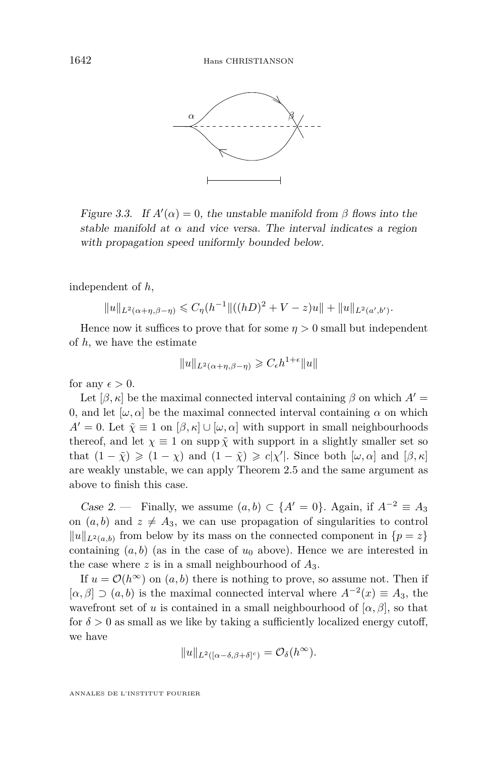Figure 3.3. If $A'(\alpha) = 0$, the unstable manifold from $\beta$ flows into the stable manifold at $\alpha$ and vice versa. The interval indicates a region with propagation speed uniformly bounded below.

independent of $h$,

$$\|u\|_{L^2(\alpha+\eta,\beta-\eta)} \leqslant C_\eta(h^{-1}\|((hD)^2 + V - z)u\| + \|u\|_{L^2(a',b')}.$$

Hence now it suffices to prove that for some $\eta > 0$ small but independent of $h$, we have the estimate

$$\|u\|_{L^2(\alpha+\eta,\beta-\eta)} \geqslant C_\epsilon h^{1+\epsilon}\|u\|$$

for any $\epsilon > 0$.

Let $[\beta, \kappa]$ be the maximal connected interval containing $\beta$ on which $A' = 0$, and let $[\omega, \alpha]$ be the maximal connected interval containing $\alpha$ on which $A' = 0$. Let $\tilde{\chi} \equiv 1$ on $[\beta, \kappa] \cup [\omega, \alpha]$ with support in small neighbourhoods thereof, and let $\chi \equiv 1$ on $\operatorname{supp} \tilde{\chi}$ with support in a slightly smaller set so that $(1 - \tilde{\chi}) \geqslant (1 - \chi)$ and $(1 - \tilde{\chi}) \geqslant c|\chi'|$. Since both $[\omega, \alpha]$ and $[\beta, \kappa]$ are weakly unstable, we can apply Theorem 2.5 and the same argument as above to finish this case.

*Case 2.* — Finally, we assume $(a, b) \subset \{A' = 0\}$. Again, if $A^{-2} \equiv A_3$ on $(a, b)$ and $z \neq A_3$, we can use propagation of singularities to control $\|u\|_{L^2(a,b)}$ from below by its mass on the connected component in $\{p = z\}$ containing $(a, b)$ (as in the case of $u_0$ above). Hence we are interested in the case where $z$ is in a small neighbourhood of $A_3$.

If $u = \mathcal{O}(h^\infty)$ on $(a, b)$ there is nothing to prove, so assume not. Then if $[\alpha, \beta] \supset (a, b)$ is the maximal connected interval where $A^{-2}(x) \equiv A_3$, the wavefront set of $u$ is contained in a small neighbourhood of $[\alpha, \beta]$, so that for $\delta > 0$ as small as we like by taking a sufficiently localized energy cutoff, we have

$$\|u\|_{L^2([\alpha-\delta,\beta+\delta]^c)} = \mathcal{O}_\delta(h^\infty).$$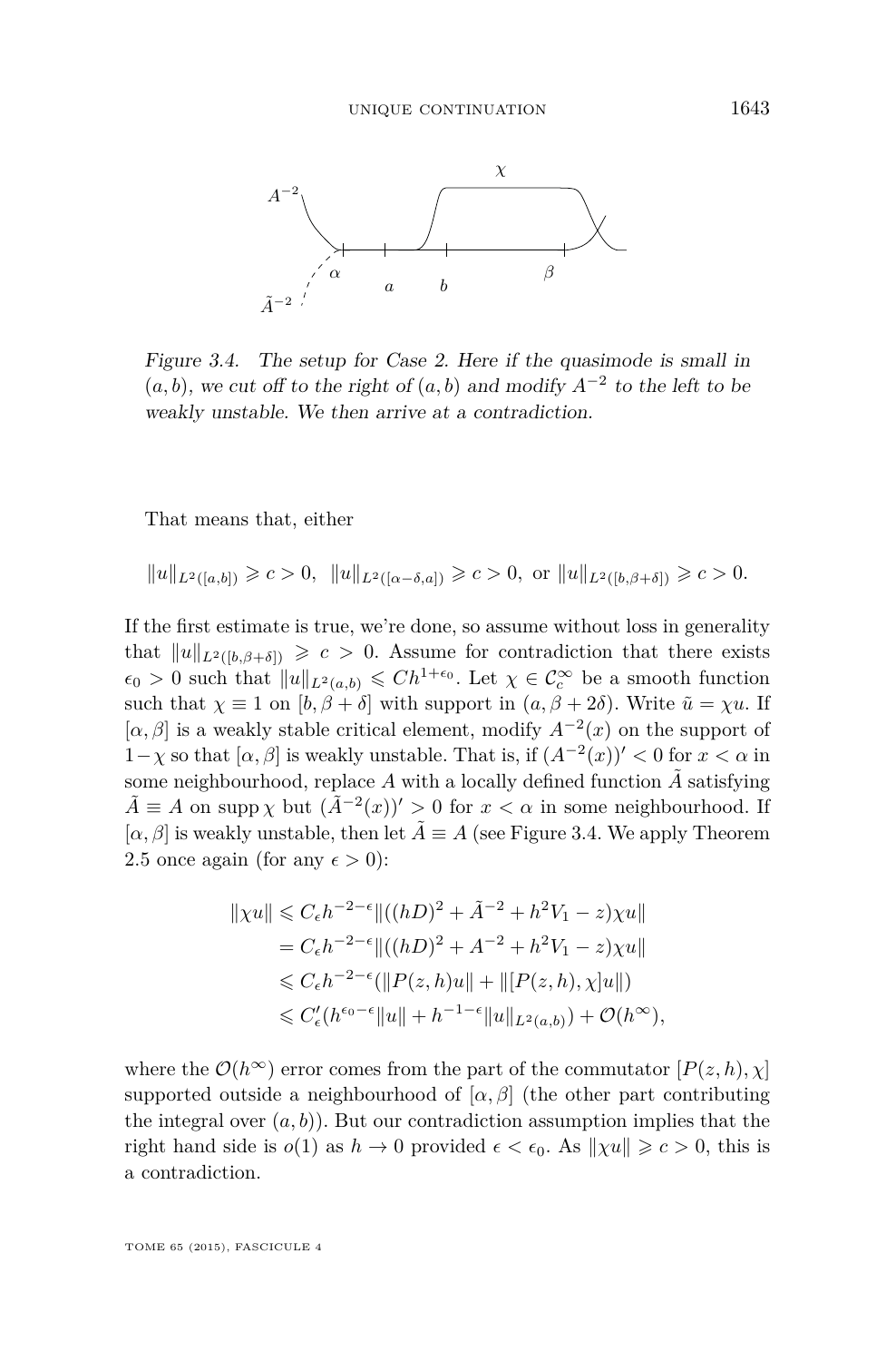Figure 3.4. The setup for Case 2. Here if the quasimode is small in $(a,b)$, we cut off to the right of $(a,b)$ and modify $A^{-2}$ to the left to be weakly unstable. We then arrive at a contradiction.

That means that, either

$$\|u\|_{L^2([a,b])} \geqslant c > 0, \ \ \|u\|_{L^2([\alpha-\delta,a])} \geqslant c > 0, \text{ or } \|u\|_{L^2([b,\beta+\delta])} \geqslant c > 0.$$

If the first estimate is true, we're done, so assume without loss in generality that $\|u\|_{L^2([b,\beta+\delta])} \geqslant c > 0$. Assume for contradiction that there exists $\epsilon_0 > 0$ such that $\|u\|_{L^2(a,b)} \leqslant Ch^{1+\epsilon_0}$. Let $\chi \in \mathcal{C}_c^\infty$ be a smooth function such that $\chi \equiv 1$ on $[b, \beta+\delta]$ with support in $(a, \beta+2\delta)$. Write $\tilde{u} = \chi u$. If $[\alpha,\beta]$ is a weakly stable critical element, modify $A^{-2}(x)$ on the support of $1-\chi$ so that $[\alpha,\beta]$ is weakly unstable. That is, if $(A^{-2}(x))' < 0$ for $x < \alpha$ in some neighbourhood, replace $A$ with a locally defined function $\tilde{A}$ satisfying $\tilde{A} \equiv A$ on $\operatorname{supp}\chi$ but $(\tilde{A}^{-2}(x))' > 0$ for $x < \alpha$ in some neighbourhood. If $[\alpha,\beta]$ is weakly unstable, then let $\tilde{A} \equiv A$ (see Figure 3.4. We apply Theorem 2.5 once again (for any $\epsilon > 0$):

$$\begin{aligned}
\|\chi u\| &\leqslant C_\epsilon h^{-2-\epsilon} \|((hD)^2 + \tilde{A}^{-2} + h^2 V_1 - z)\chi u\| \\
&= C_\epsilon h^{-2-\epsilon} \|((hD)^2 + A^{-2} + h^2 V_1 - z)\chi u\| \\
&\leqslant C_\epsilon h^{-2-\epsilon} (\|P(z,h)u\| + \|[P(z,h),\chi]u\|) \\
&\leqslant C'_\epsilon (h^{\epsilon_0-\epsilon}\|u\| + h^{-1-\epsilon}\|u\|_{L^2(a,b)}) + \mathcal{O}(h^\infty),
\end{aligned}$$

where the $\mathcal{O}(h^\infty)$ error comes from the part of the commutator $[P(z,h),\chi]$ supported outside a neighbourhood of $[\alpha,\beta]$ (the other part contributing the integral over $(a,b)$). But our contradiction assumption implies that the right hand side is $o(1)$ as $h \to 0$ provided $\epsilon < \epsilon_0$. As $\|\chi u\| \geqslant c > 0$, this is a contradiction.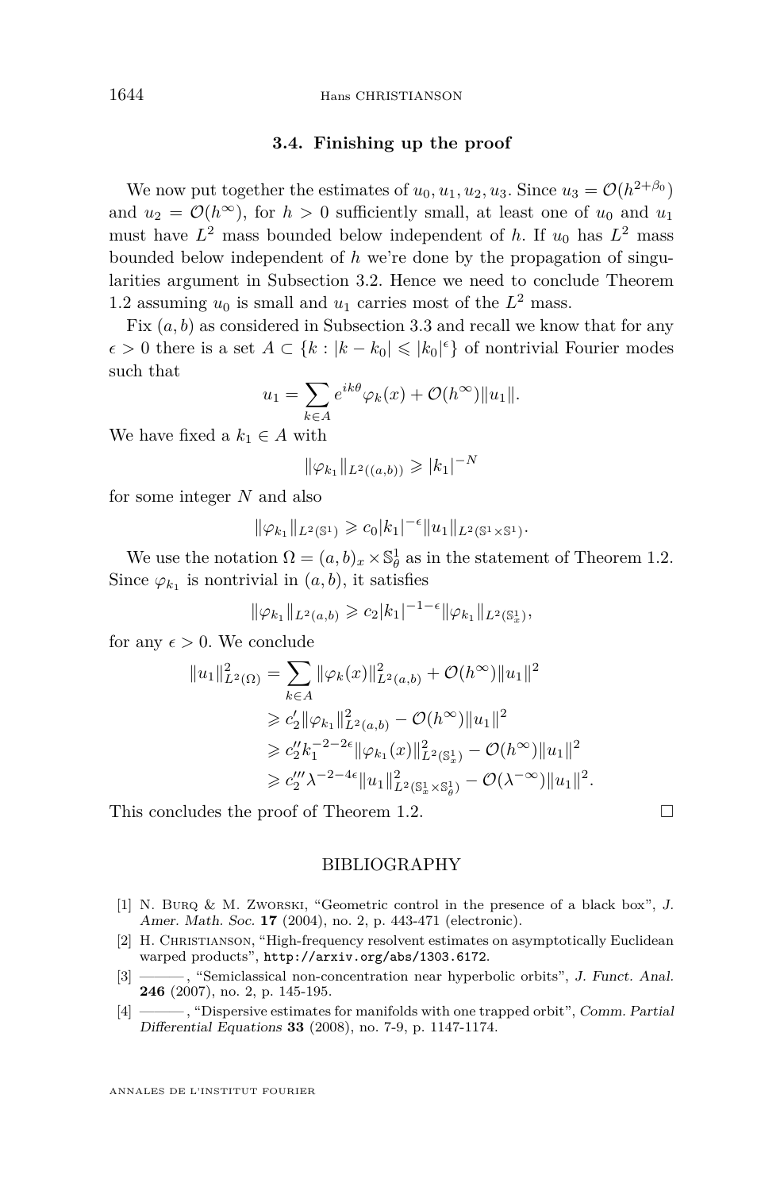### 3.4. Finishing up the proof

We now put together the estimates of $u_0, u_1, u_2, u_3$. Since $u_3 = \mathcal{O}(h^{2+\beta_0})$ and $u_2 = \mathcal{O}(h^\infty)$, for $h > 0$ sufficiently small, at least one of $u_0$ and $u_1$ must have $L^2$ mass bounded below independent of $h$. If $u_0$ has $L^2$ mass bounded below independent of $h$ we're done by the propagation of singularities argument in Subsection 3.2. Hence we need to conclude Theorem 1.2 assuming $u_0$ is small and $u_1$ carries most of the $L^2$ mass.

Fix $(a, b)$ as considered in Subsection 3.3 and recall we know that for any $\epsilon > 0$ there is a set $A \subset \{k : |k - k_0| \leqslant |k_0|^\epsilon\}$ of nontrivial Fourier modes such that

$$u_1 = \sum_{k \in A} e^{ik\theta} \varphi_k(x) + \mathcal{O}(h^\infty)\|u_1\|.$$

We have fixed a $k_1 \in A$ with

$$\|\varphi_{k_1}\|_{L^2((a,b))} \geqslant |k_1|^{-N}$$

for some integer $N$ and also

$$\|\varphi_{k_1}\|_{L^2(\mathbb{S}^1)} \geqslant c_0 |k_1|^{-\epsilon} \|u_1\|_{L^2(\mathbb{S}^1 \times \mathbb{S}^1)}.$$

We use the notation $\Omega = (a, b)_x \times \mathbb{S}^1_\theta$ as in the statement of Theorem 1.2. Since $\varphi_{k_1}$ is nontrivial in $(a, b)$, it satisfies

$$\|\varphi_{k_1}\|_{L^2(a,b)} \geqslant c_2 |k_1|^{-1-\epsilon} \|\varphi_{k_1}\|_{L^2(\mathbb{S}^1_x)},$$

for any $\epsilon > 0$. We conclude

$$\begin{aligned}
\|u_1\|^2_{L^2(\Omega)} &= \sum_{k \in A} \|\varphi_k(x)\|^2_{L^2(a,b)} + \mathcal{O}(h^\infty)\|u_1\|^2 \\
&\geqslant c_2' \|\varphi_{k_1}\|^2_{L^2(a,b)} - \mathcal{O}(h^\infty)\|u_1\|^2 \\
&\geqslant c_2'' k_1^{-2-2\epsilon} \|\varphi_{k_1}(x)\|^2_{L^2(\mathbb{S}^1_x)} - \mathcal{O}(h^\infty)\|u_1\|^2 \\
&\geqslant c_2''' \lambda^{-2-4\epsilon} \|u_1\|^2_{L^2(\mathbb{S}^1_x \times \mathbb{S}^1_\theta)} - \mathcal{O}(\lambda^{-\infty})\|u_1\|^2.
\end{aligned}$$

This concludes the proof of Theorem 1.2. $\square$

## BIBLIOGRAPHY

[1] N. Burq & M. Zworski, "Geometric control in the presence of a black box", *J. Amer. Math. Soc.* **17** (2004), no. 2, p. 443-471 (electronic).

[2] H. Christianson, "High-frequency resolvent estimates on asymptotically Euclidean warped products", http://arxiv.org/abs/1303.6172.

[3] ———, "Semiclassical non-concentration near hyperbolic orbits", *J. Funct. Anal.* **246** (2007), no. 2, p. 145-195.

[4] ———, "Dispersive estimates for manifolds with one trapped orbit", *Comm. Partial Differential Equations* **33** (2008), no. 7-9, p. 1147-1174.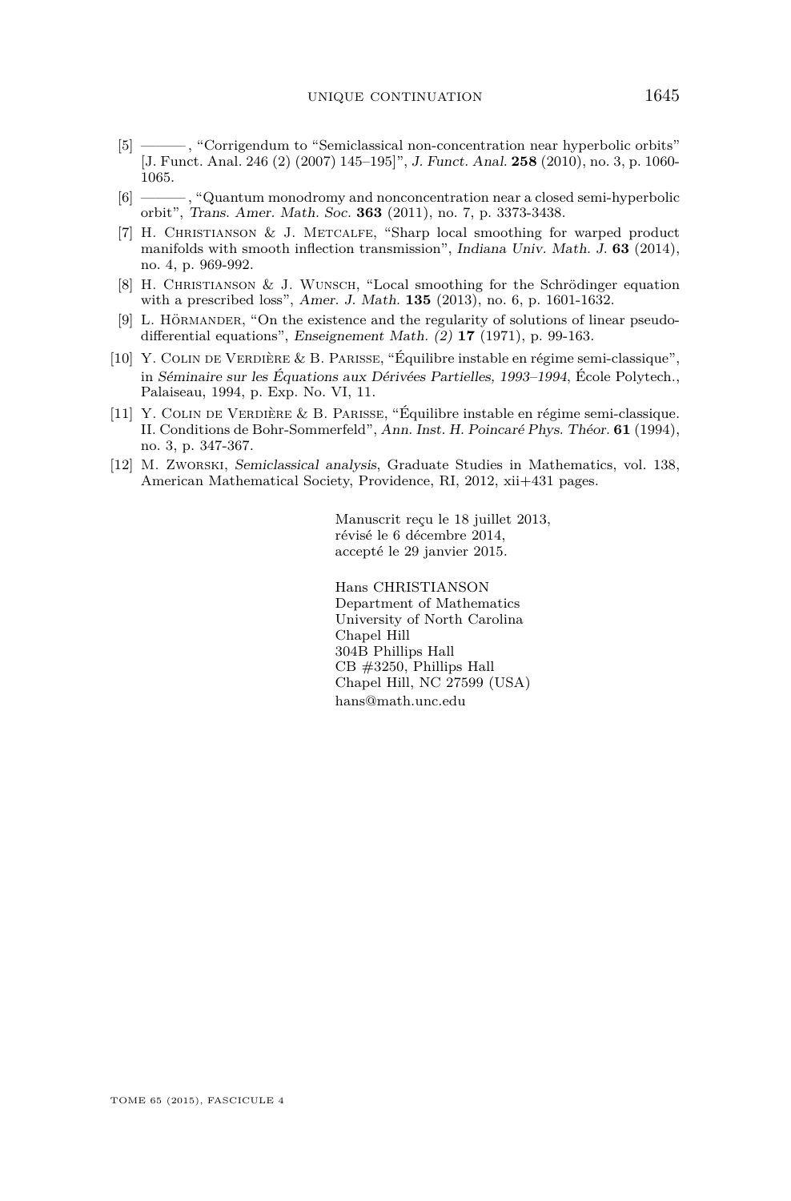[5] ———, "Corrigendum to "Semiclassical non-concentration near hyperbolic orbits" [J. Funct. Anal. 246 (2) (2007) 145–195]", *J. Funct. Anal.* **258** (2010), no. 3, p. 1060-1065.

[6] ———, "Quantum monodromy and nonconcentration near a closed semi-hyperbolic orbit", *Trans. Amer. Math. Soc.* **363** (2011), no. 7, p. 3373-3438.

[7] H. Christianson & J. Metcalfe, "Sharp local smoothing for warped product manifolds with smooth inflection transmission", *Indiana Univ. Math. J.* **63** (2014), no. 4, p. 969-992.

[8] H. Christianson & J. Wunsch, "Local smoothing for the Schrödinger equation with a prescribed loss", *Amer. J. Math.* **135** (2013), no. 6, p. 1601-1632.

[9] L. Hörmander, "On the existence and the regularity of solutions of linear pseudo-differential equations", *Enseignement Math. (2)* **17** (1971), p. 99-163.

[10] Y. Colin de Verdière & B. Parisse, "Équilibre instable en régime semi-classique", in *Séminaire sur les Équations aux Dérivées Partielles, 1993–1994*, École Polytech., Palaiseau, 1994, p. Exp. No. VI, 11.

[11] Y. Colin de Verdière & B. Parisse, "Équilibre instable en régime semi-classique. II. Conditions de Bohr-Sommerfeld", *Ann. Inst. H. Poincaré Phys. Théor.* **61** (1994), no. 3, p. 347-367.

[12] M. Zworski, *Semiclassical analysis*, Graduate Studies in Mathematics, vol. 138, American Mathematical Society, Providence, RI, 2012, xii+431 pages.

Manuscrit reçu le 18 juillet 2013,
révisé le 6 décembre 2014,
accepté le 29 janvier 2015.

Hans CHRISTIANSON
Department of Mathematics
University of North Carolina
Chapel Hill
304B Phillips Hall
CB #3250, Phillips Hall
Chapel Hill, NC 27599 (USA)
hans@math.unc.edu